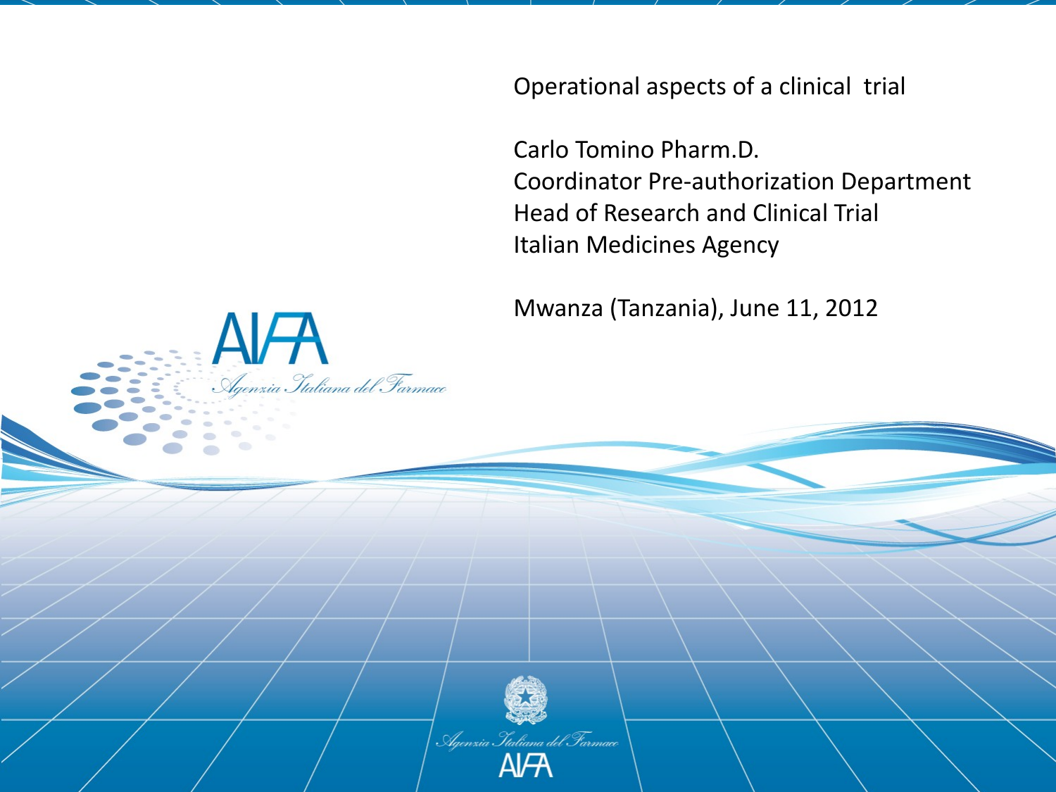# Operational aspects of a clinical trial

Carlo Tomino Pharm.D.
Coordinator Pre-authorization Department
Head of Research and Clinical Trial
Italian Medicines Agency

Mwanza (Tanzania), June 11, 2012

AIFA
*Agenzia Italiana del Farmaco*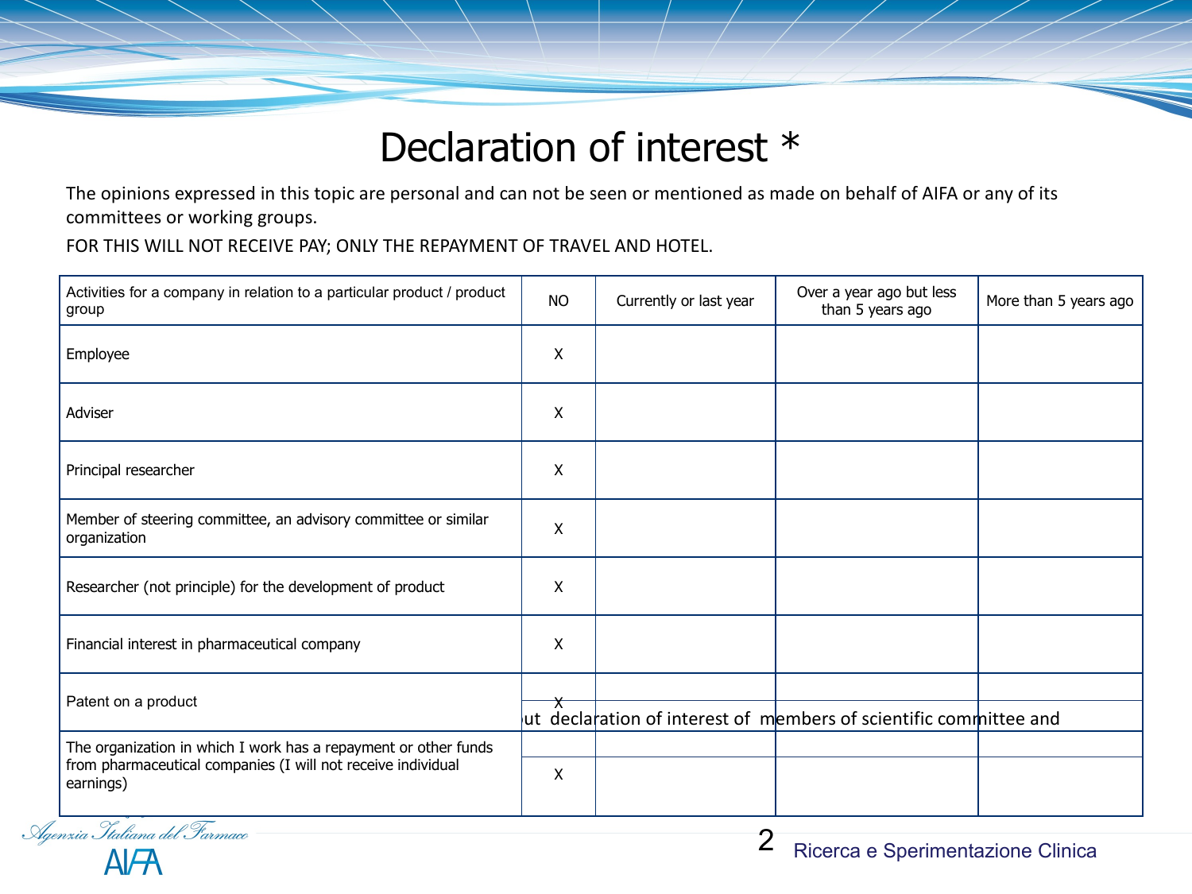# Declaration of interest *

The opinions expressed in this topic are personal and can not be seen or mentioned as made on behalf of AIFA or any of its committees or working groups.

FOR THIS WILL NOT RECEIVE PAY; ONLY THE REPAYMENT OF TRAVEL AND HOTEL.

| Activities for a company in relation to a particular product / product group | NO | Currently or last year | Over a year ago but less than 5 years ago | More than 5 years ago |
|---|---|---|---|---|
| Employee | X | | | |
| Adviser | X | | | |
| Principal researcher | X | | | |
| Member of steering committee, an advisory committee or similar organization | X | | | |
| Researcher (not principle) for the development of product | X | | | |
| Financial interest in pharmaceutical company | X | | | |
| Patent on a product | X | | | |
| The organization in which I work has a repayment or other funds from pharmaceutical companies (I will not receive individual earnings) | X | | | |

ut declaration of interest of members of scientific committee and

Ricerca e Sperimentazione Clinica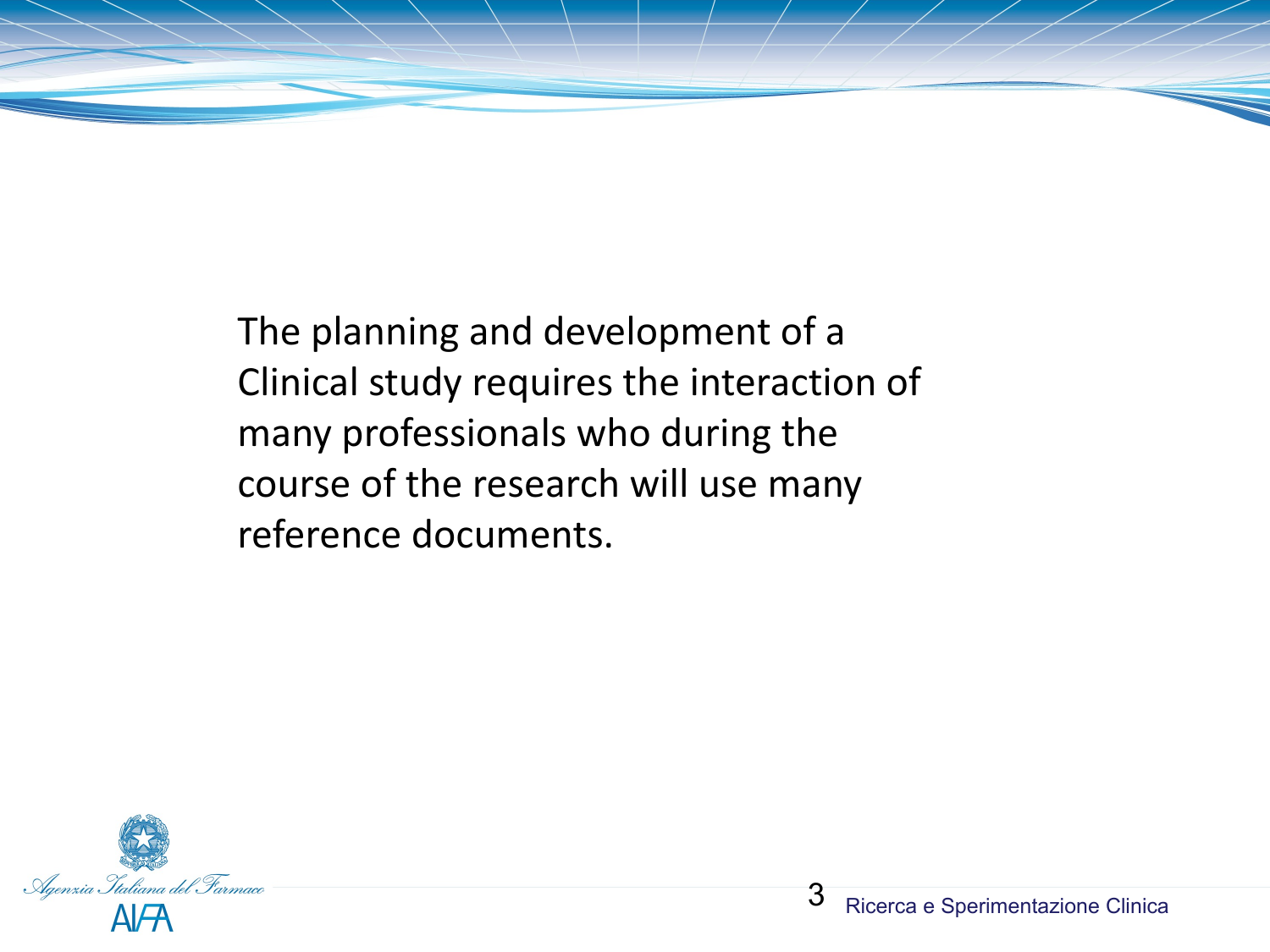The planning and development of a Clinical study requires the interaction of many professionals who during the course of the research will use many reference documents.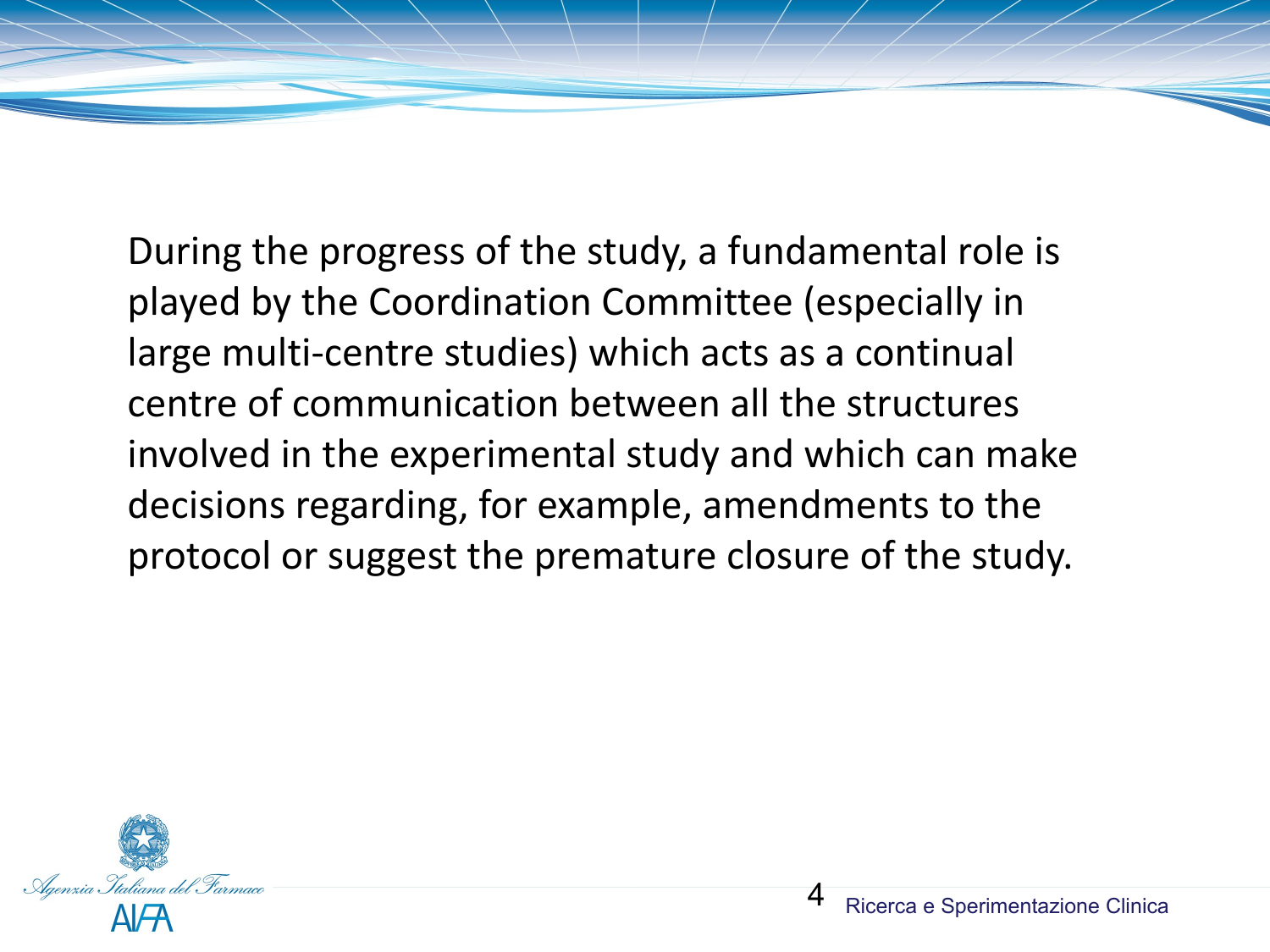During the progress of the study, a fundamental role is played by the Coordination Committee (especially in large multi-centre studies) which acts as a continual centre of communication between all the structures involved in the experimental study and which can make decisions regarding, for example, amendments to the protocol or suggest the premature closure of the study.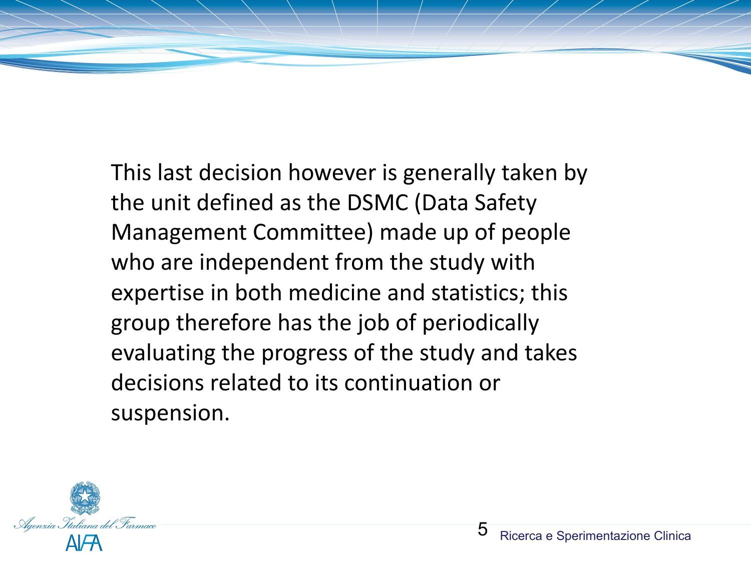This last decision however is generally taken by the unit defined as the DSMC (Data Safety Management Committee) made up of people who are independent from the study with expertise in both medicine and statistics; this group therefore has the job of periodically evaluating the progress of the study and takes decisions related to its continuation or suspension.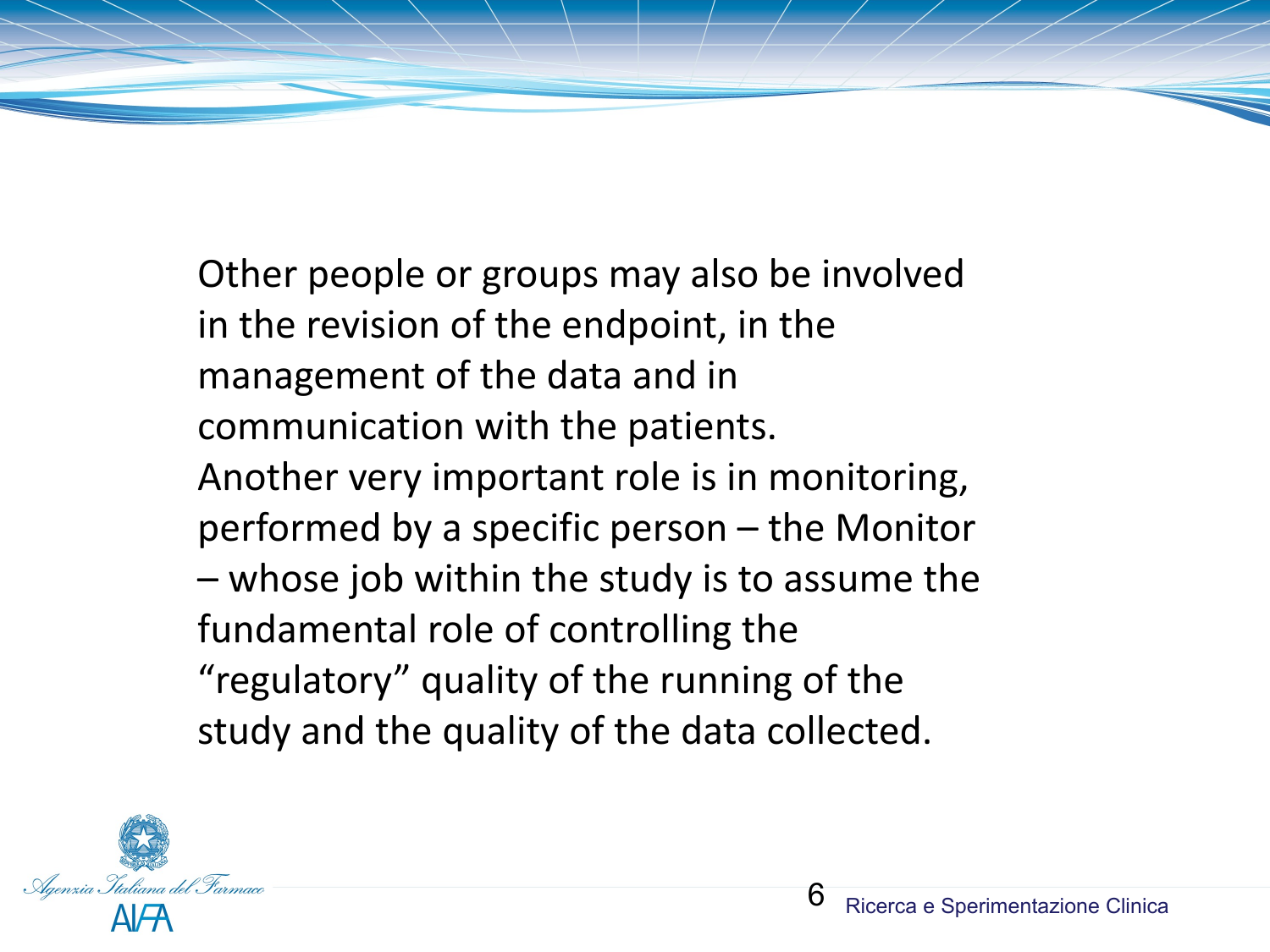Other people or groups may also be involved in the revision of the endpoint, in the management of the data and in communication with the patients.
Another very important role is in monitoring, performed by a specific person – the Monitor – whose job within the study is to assume the fundamental role of controlling the "regulatory" quality of the running of the study and the quality of the data collected.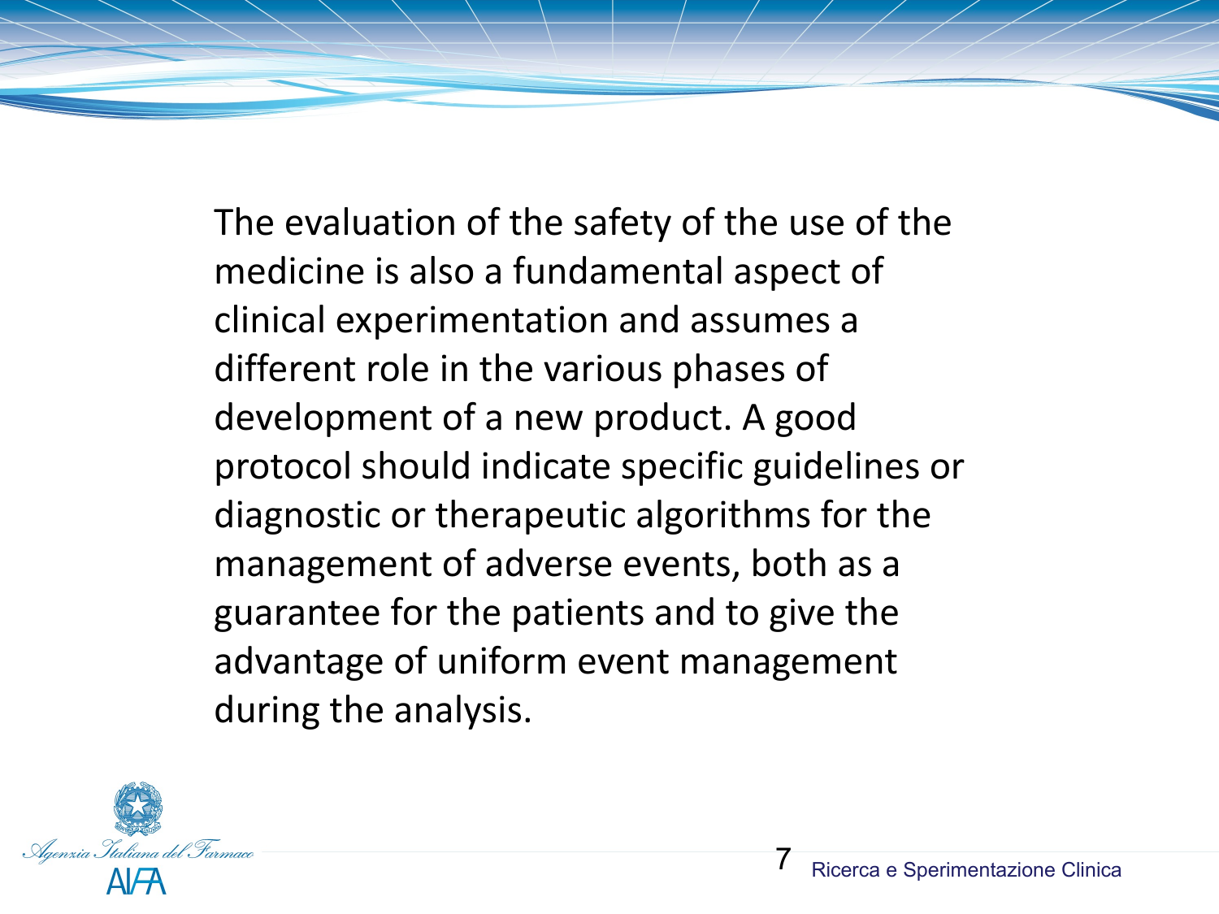The evaluation of the safety of the use of the medicine is also a fundamental aspect of clinical experimentation and assumes a different role in the various phases of development of a new product. A good protocol should indicate specific guidelines or diagnostic or therapeutic algorithms for the management of adverse events, both as a guarantee for the patients and to give the advantage of uniform event management during the analysis.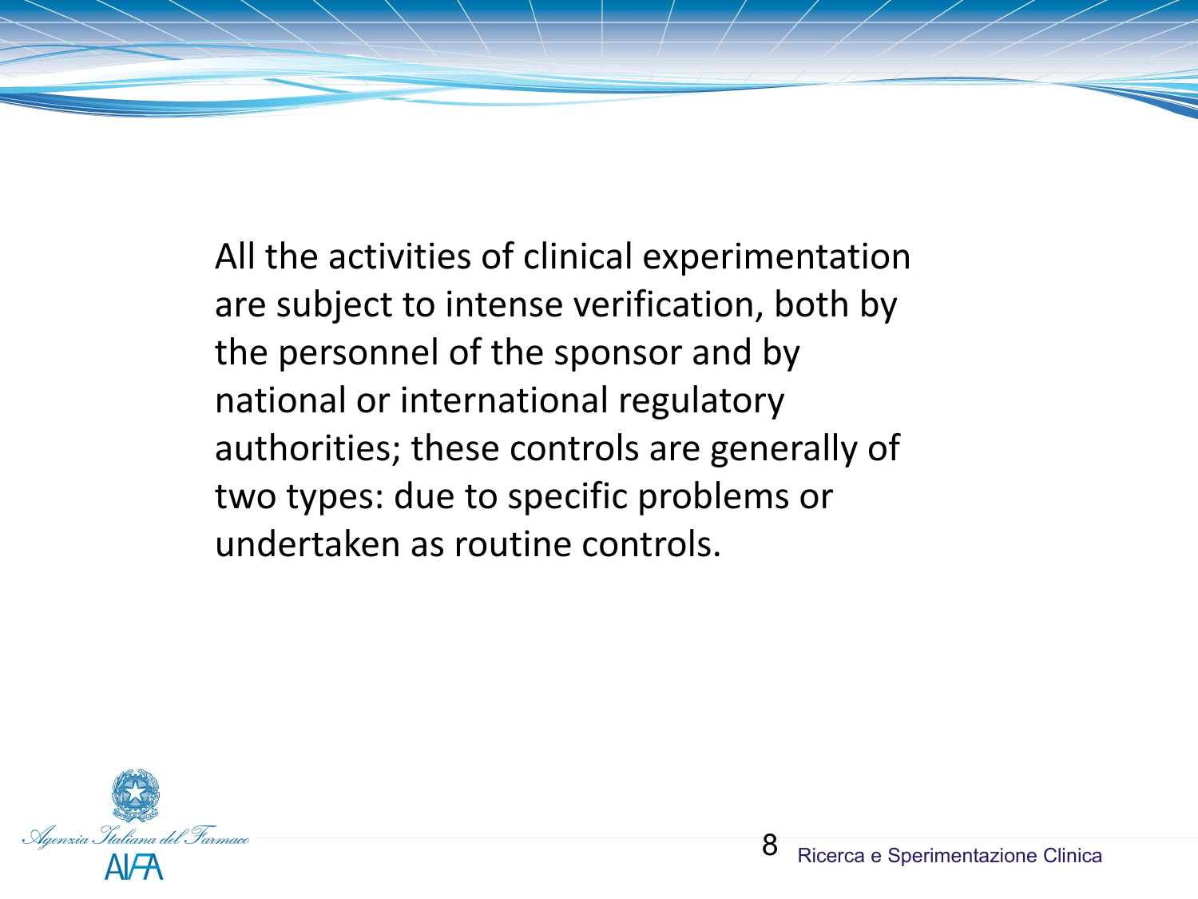All the activities of clinical experimentation are subject to intense verification, both by the personnel of the sponsor and by national or international regulatory authorities; these controls are generally of two types: due to specific problems or undertaken as routine controls.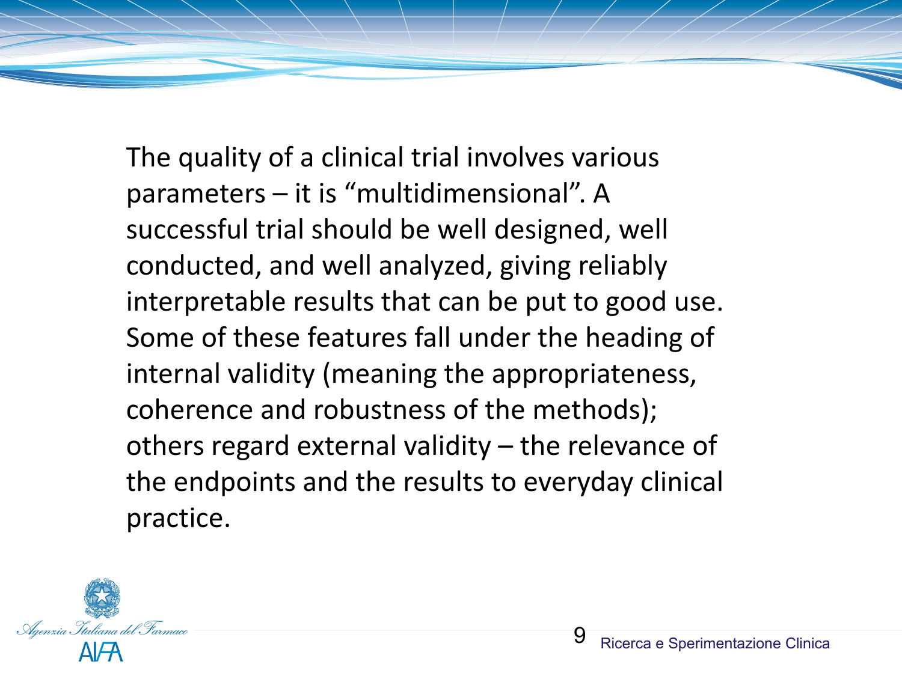The quality of a clinical trial involves various parameters – it is “multidimensional”. A successful trial should be well designed, well conducted, and well analyzed, giving reliably interpretable results that can be put to good use. Some of these features fall under the heading of internal validity (meaning the appropriateness, coherence and robustness of the methods); others regard external validity – the relevance of the endpoints and the results to everyday clinical practice.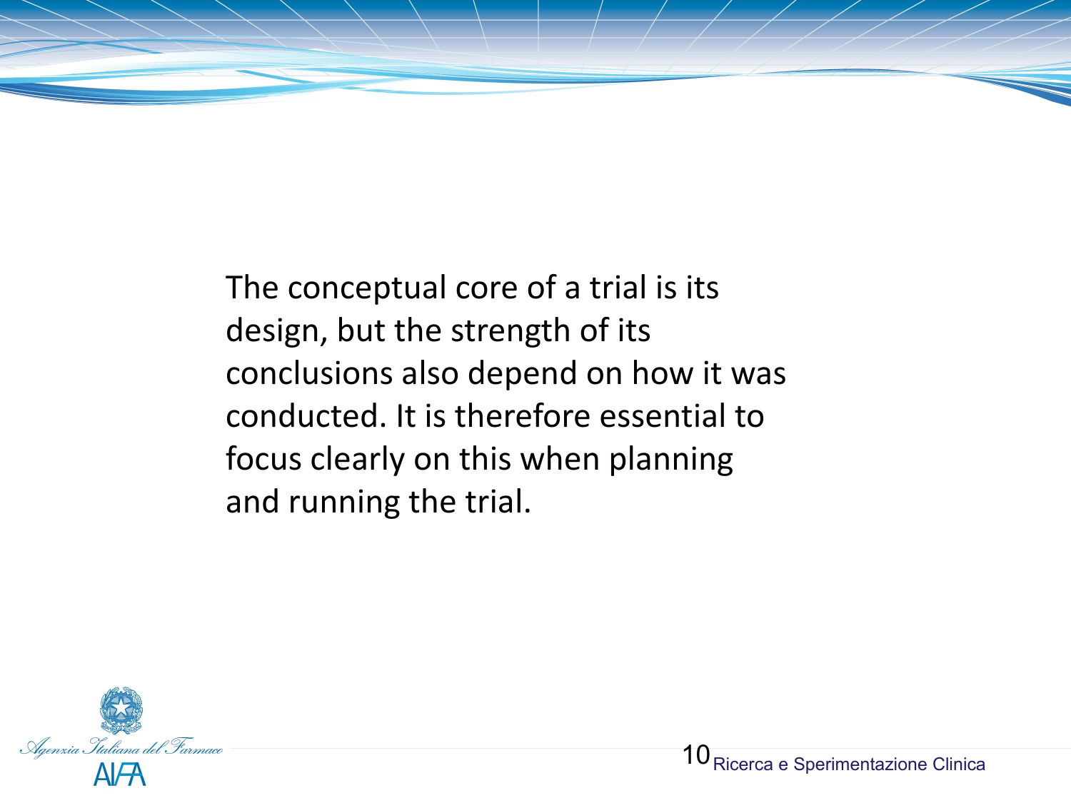The conceptual core of a trial is its design, but the strength of its conclusions also depend on how it was conducted. It is therefore essential to focus clearly on this when planning and running the trial.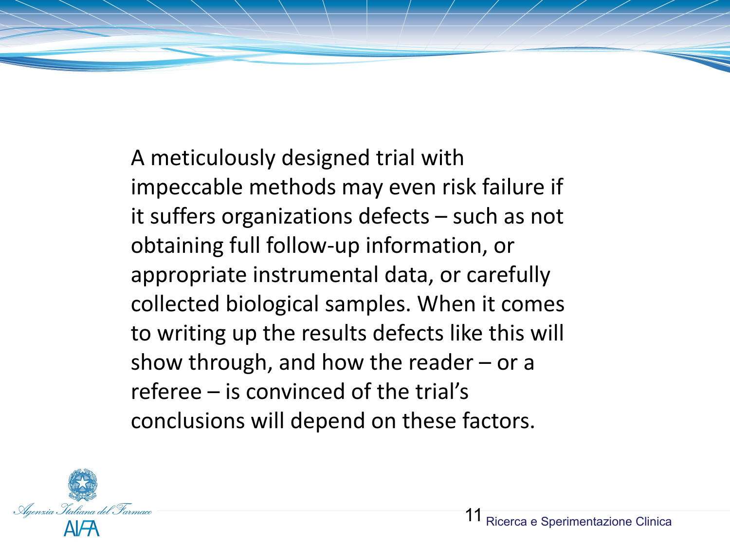A meticulously designed trial with impeccable methods may even risk failure if it suffers organizations defects – such as not obtaining full follow-up information, or appropriate instrumental data, or carefully collected biological samples. When it comes to writing up the results defects like this will show through, and how the reader – or a referee – is convinced of the trial's conclusions will depend on these factors.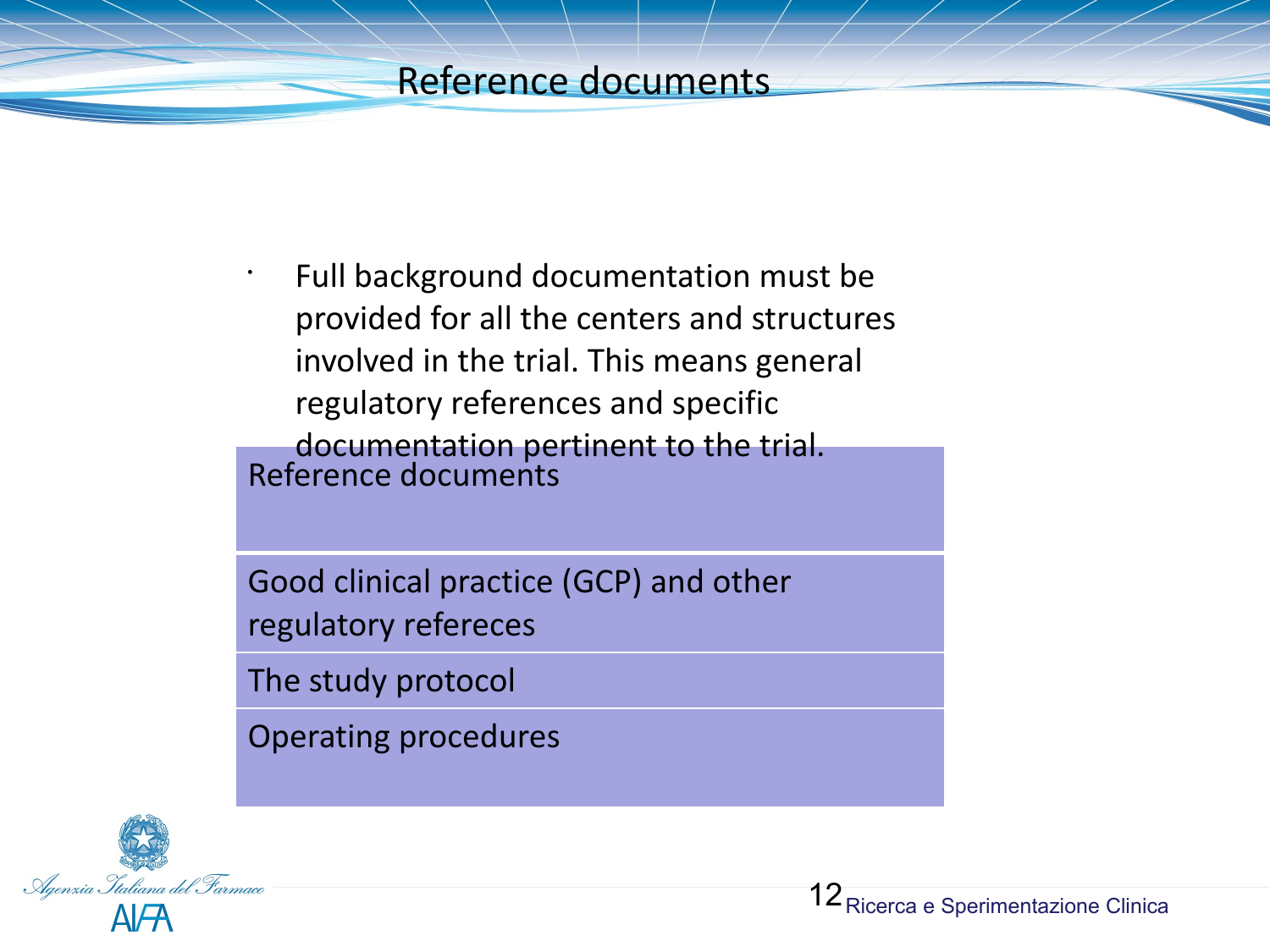# Reference documents

- Full background documentation must be provided for all the centers and structures involved in the trial. This means general regulatory references and specific documentation pertinent to the trial.

| Reference documents |
| --- |
| Good clinical practice (GCP) and other regulatory refereces |
| The study protocol |
| Operating procedures |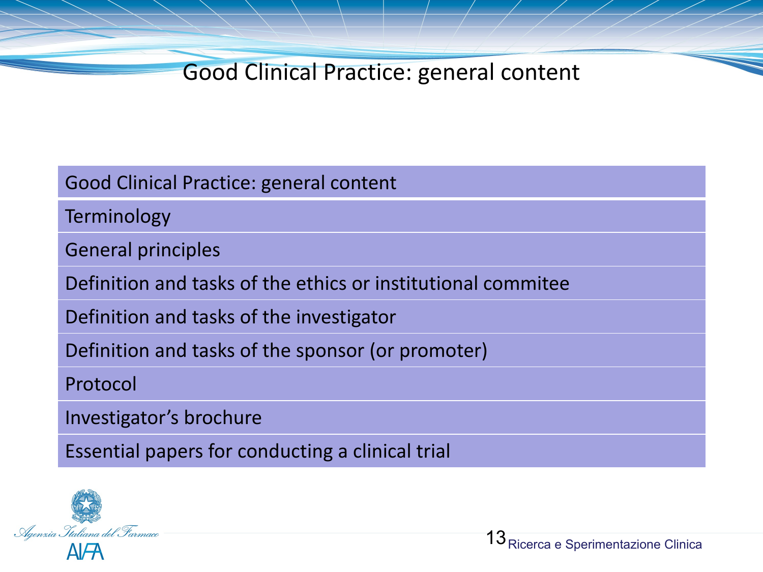# Good Clinical Practice: general content

| Good Clinical Practice: general content |
|---|
| Terminology |
| General principles |
| Definition and tasks of the ethics or institutional commitee |
| Definition and tasks of the investigator |
| Definition and tasks of the sponsor (or promoter) |
| Protocol |
| Investigator's brochure |
| Essential papers for conducting a clinical trial |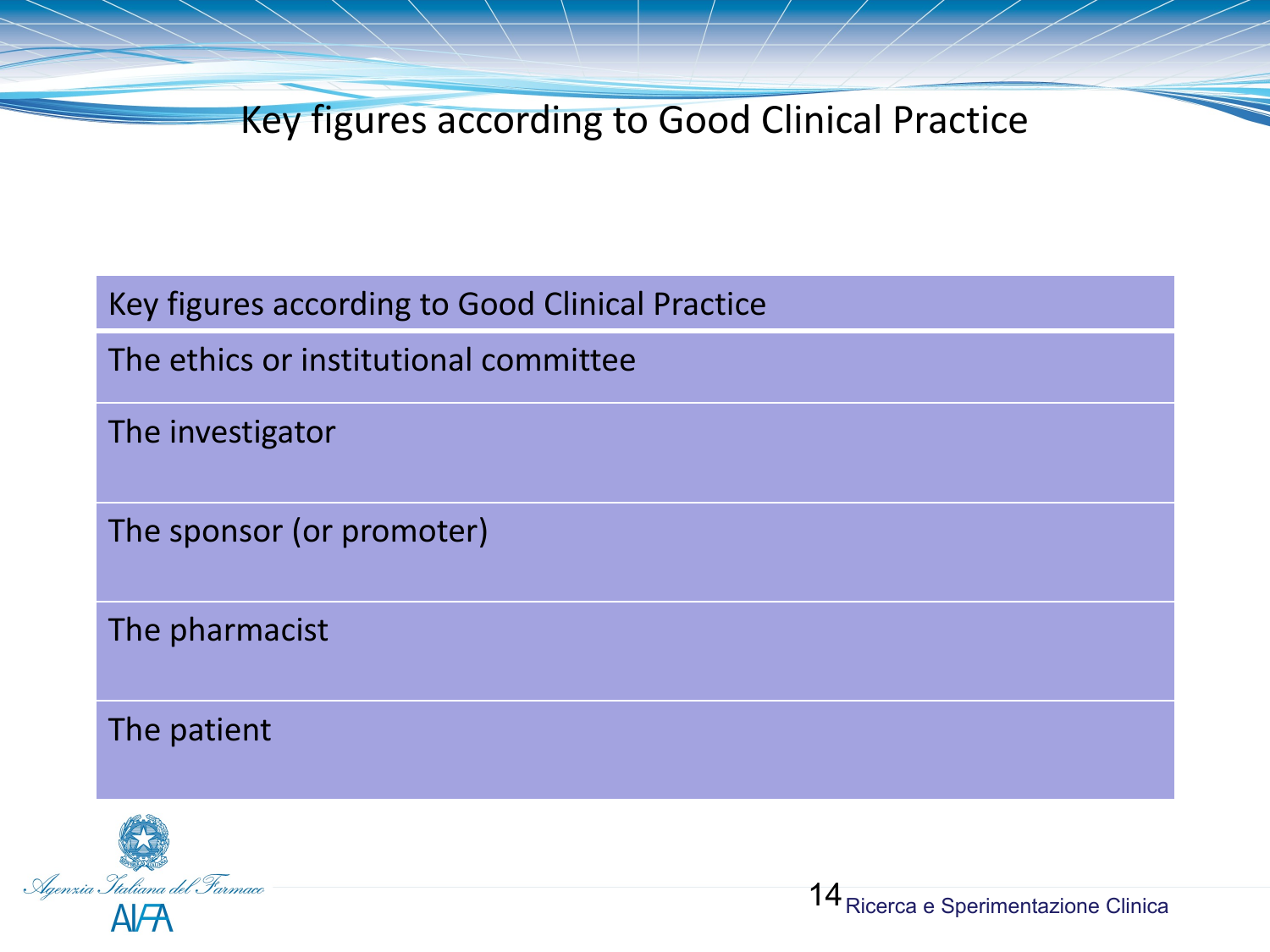# Key figures according to Good Clinical Practice

| Key figures according to Good Clinical Practice |
|---|
| The ethics or institutional committee |
| The investigator |
| The sponsor (or promoter) |
| The pharmacist |
| The patient |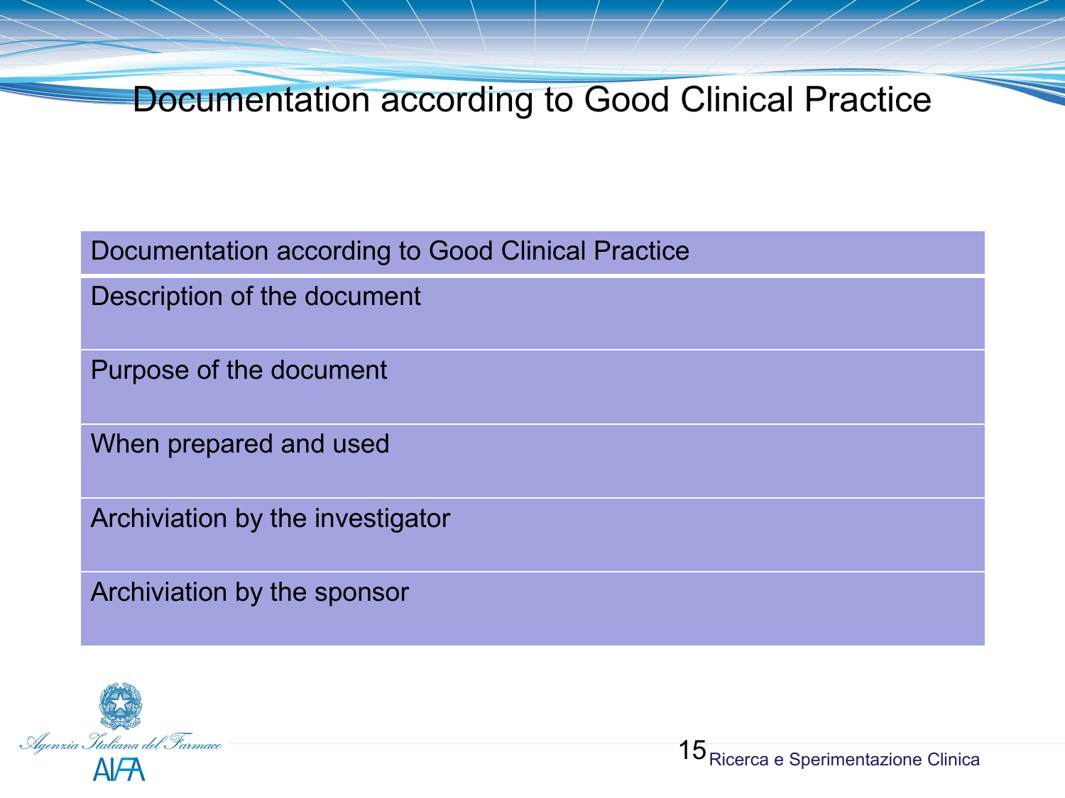# Documentation according to Good Clinical Practice

| Documentation according to Good Clinical Practice |
|---|
| Description of the document |
| Purpose of the document |
| When prepared and used |
| Archiviation by the investigator |
| Archiviation by the sponsor |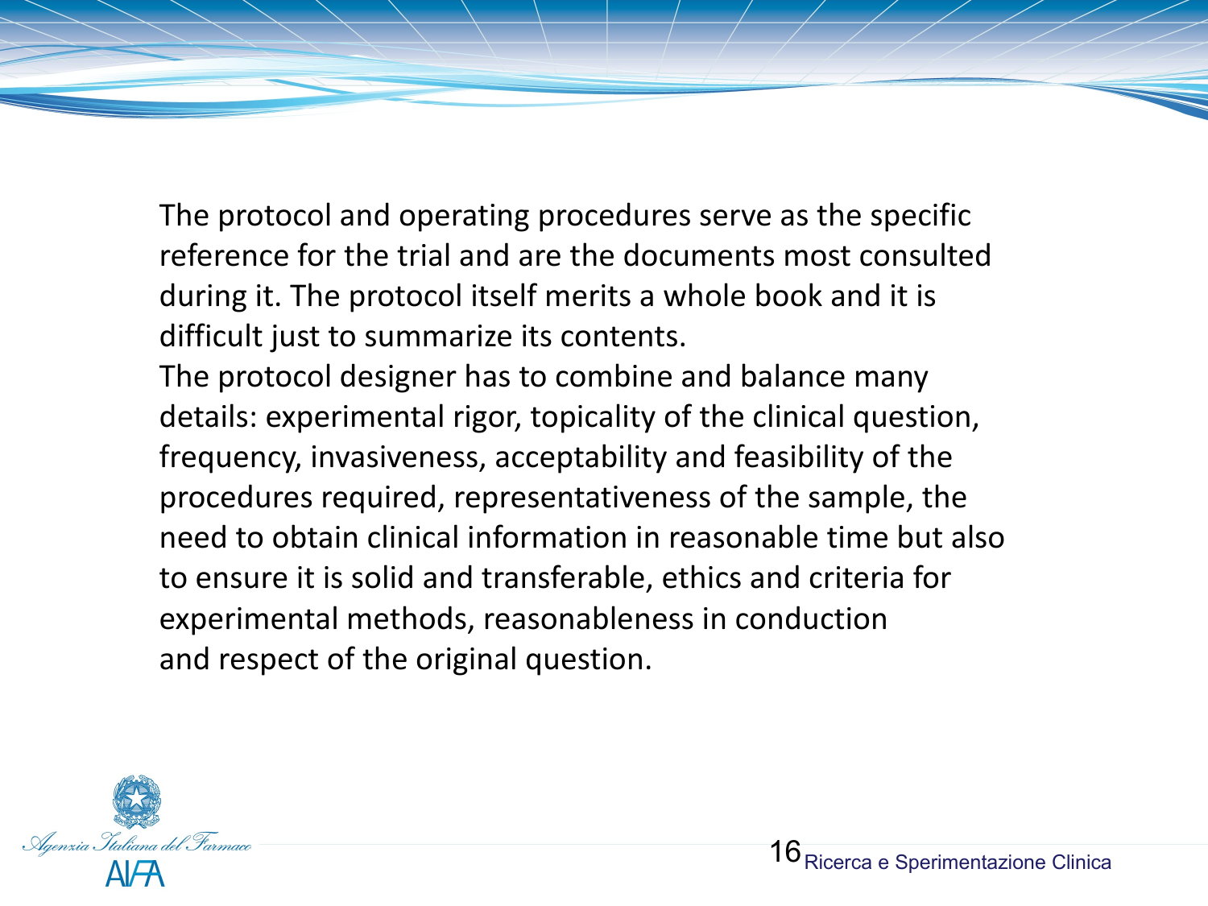The protocol and operating procedures serve as the specific reference for the trial and are the documents most consulted during it. The protocol itself merits a whole book and it is difficult just to summarize its contents.

The protocol designer has to combine and balance many details: experimental rigor, topicality of the clinical question, frequency, invasiveness, acceptability and feasibility of the procedures required, representativeness of the sample, the need to obtain clinical information in reasonable time but also to ensure it is solid and transferable, ethics and criteria for experimental methods, reasonableness in conduction and respect of the original question.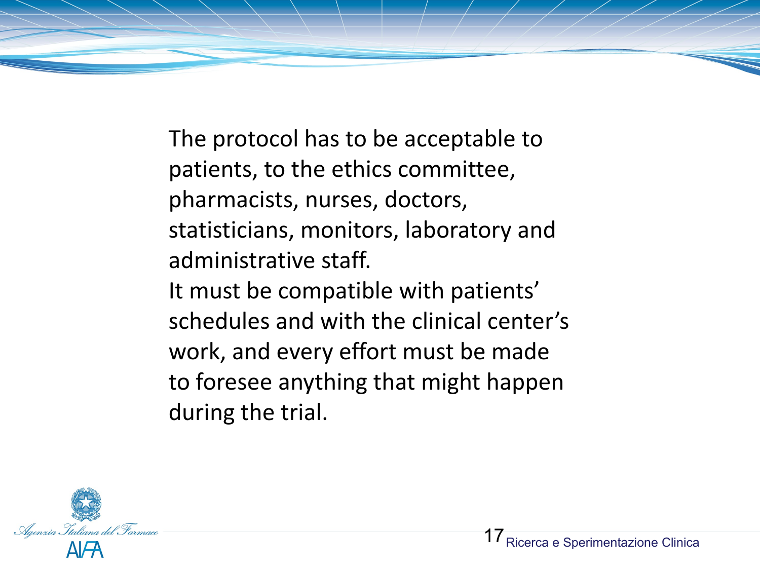The protocol has to be acceptable to patients, to the ethics committee, pharmacists, nurses, doctors, statisticians, monitors, laboratory and administrative staff.

It must be compatible with patients' schedules and with the clinical center's work, and every effort must be made to foresee anything that might happen during the trial.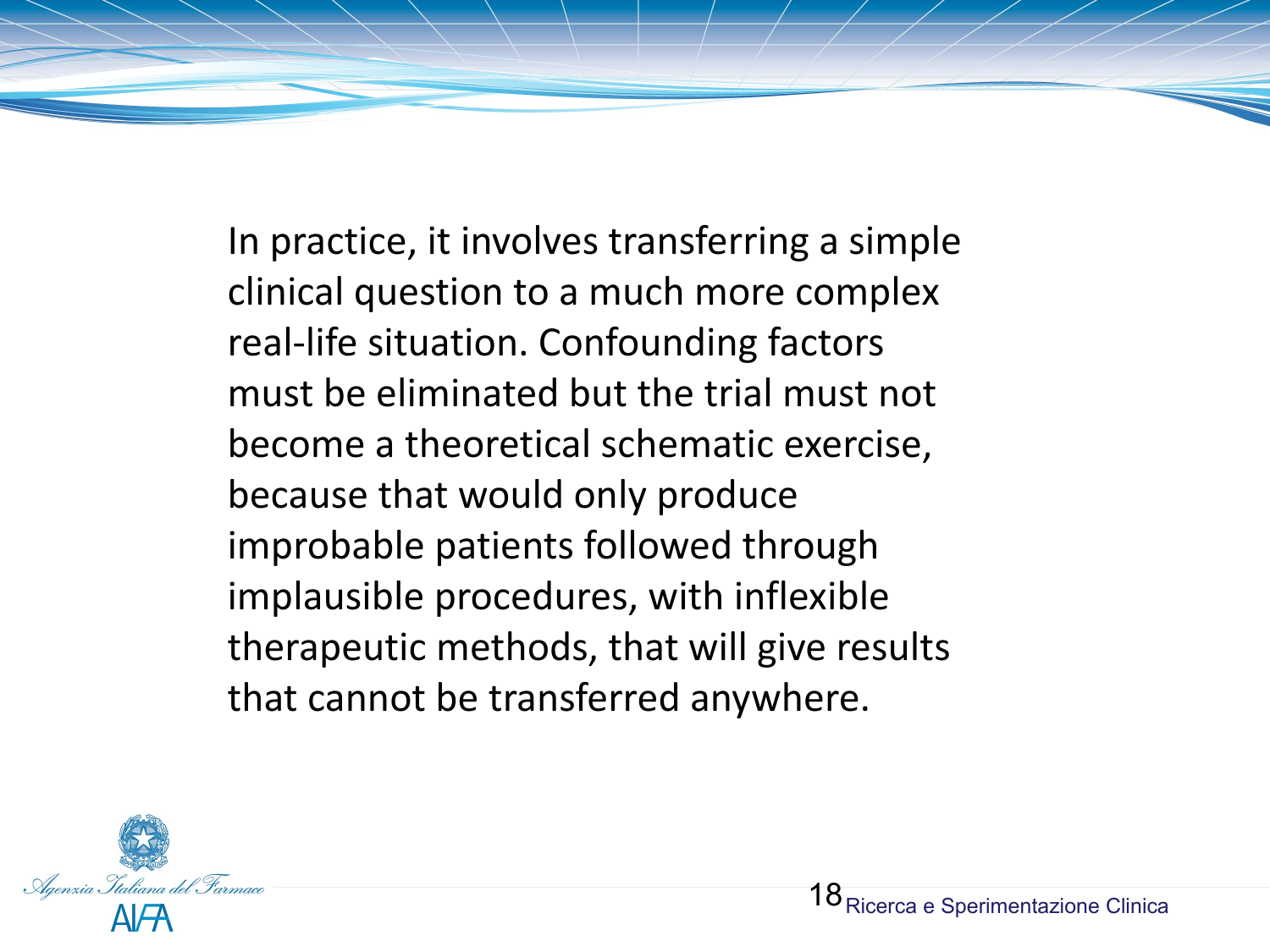In practice, it involves transferring a simple clinical question to a much more complex real-life situation. Confounding factors must be eliminated but the trial must not become a theoretical schematic exercise, because that would only produce improbable patients followed through implausible procedures, with inflexible therapeutic methods, that will give results that cannot be transferred anywhere.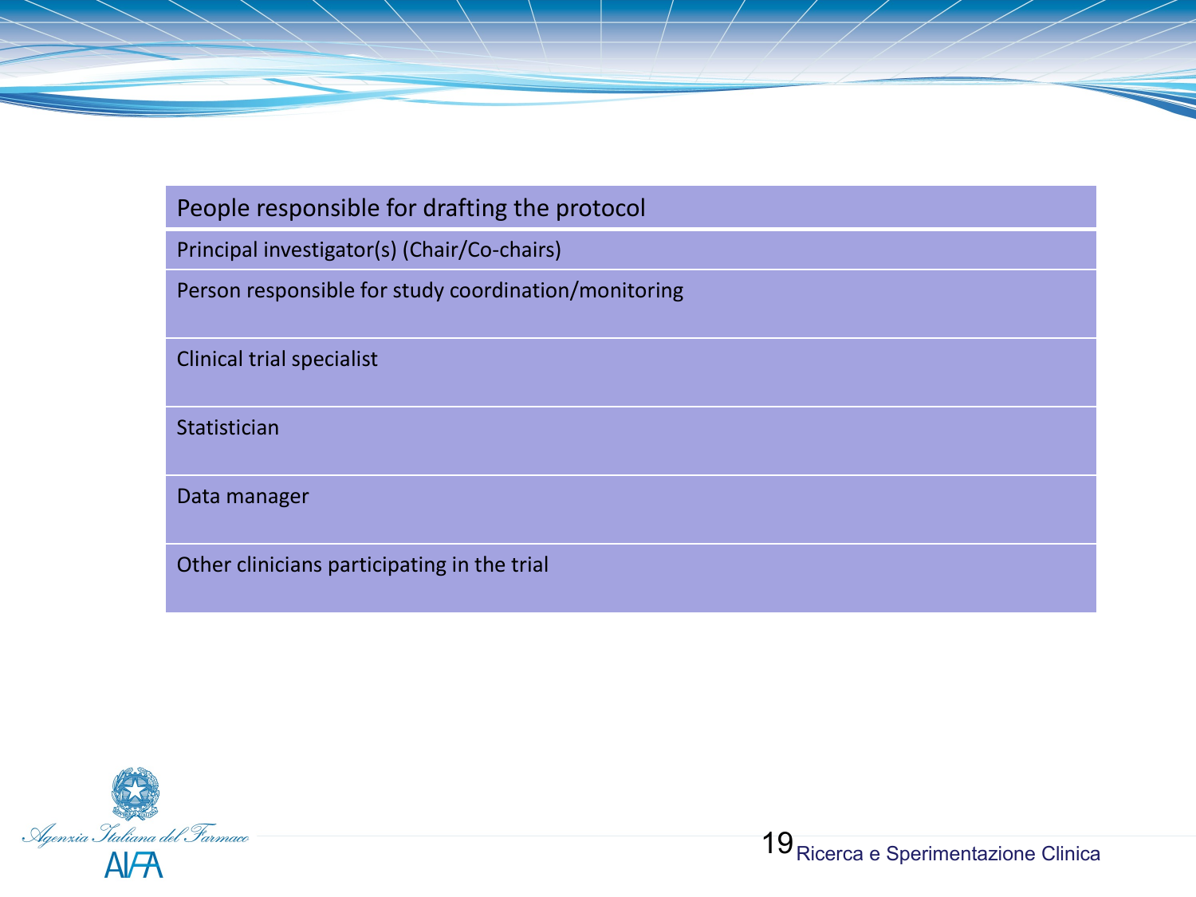| People responsible for drafting the protocol |
| --- |
| Principal investigator(s) (Chair/Co-chairs) |
| Person responsible for study coordination/monitoring |
| Clinical trial specialist |
| Statistician |
| Data manager |
| Other clinicians participating in the trial |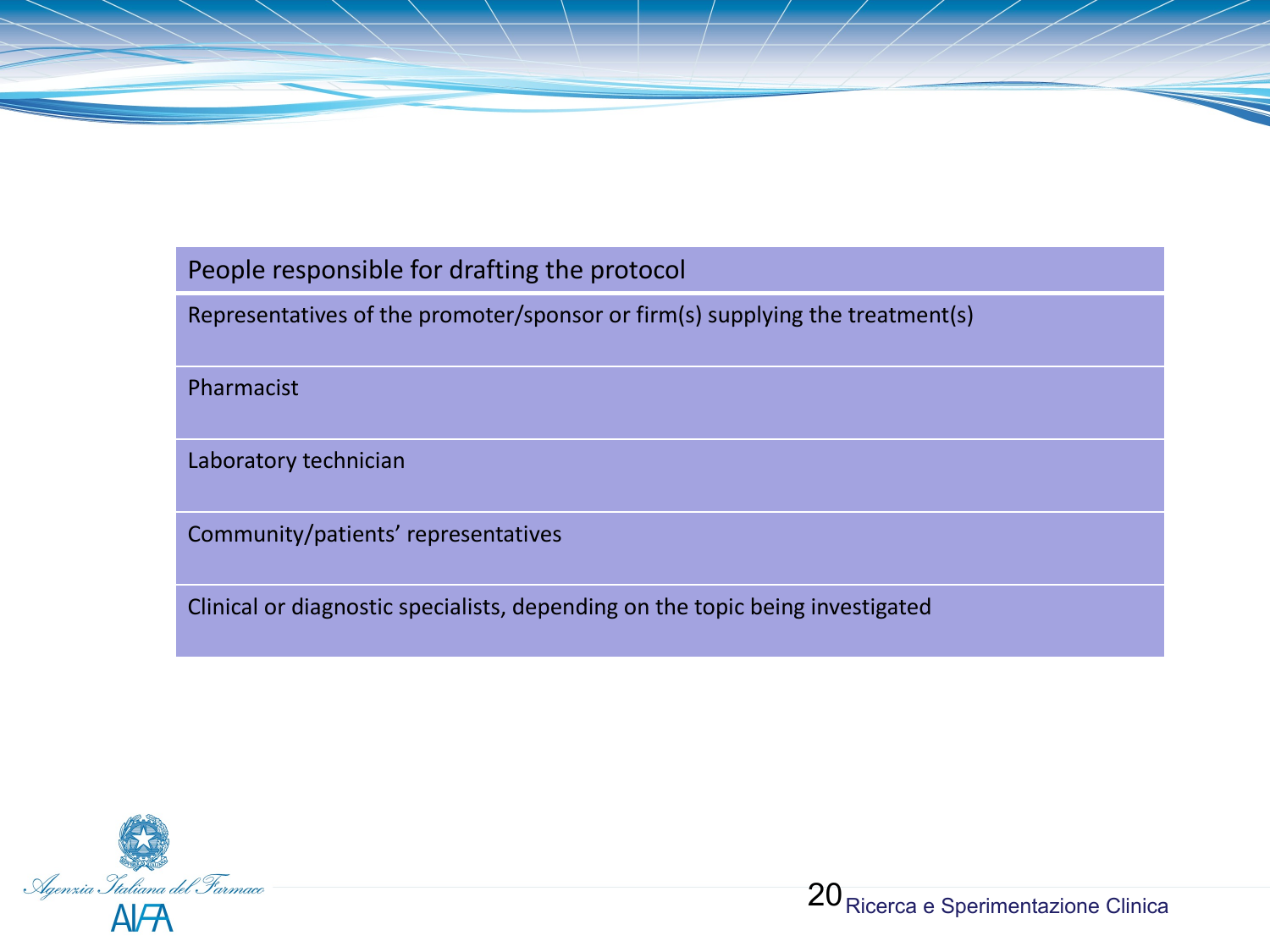| People responsible for drafting the protocol |
| --- |
| Representatives of the promoter/sponsor or firm(s) supplying the treatment(s) |
| Pharmacist |
| Laboratory technician |
| Community/patients' representatives |
| Clinical or diagnostic specialists, depending on the topic being investigated |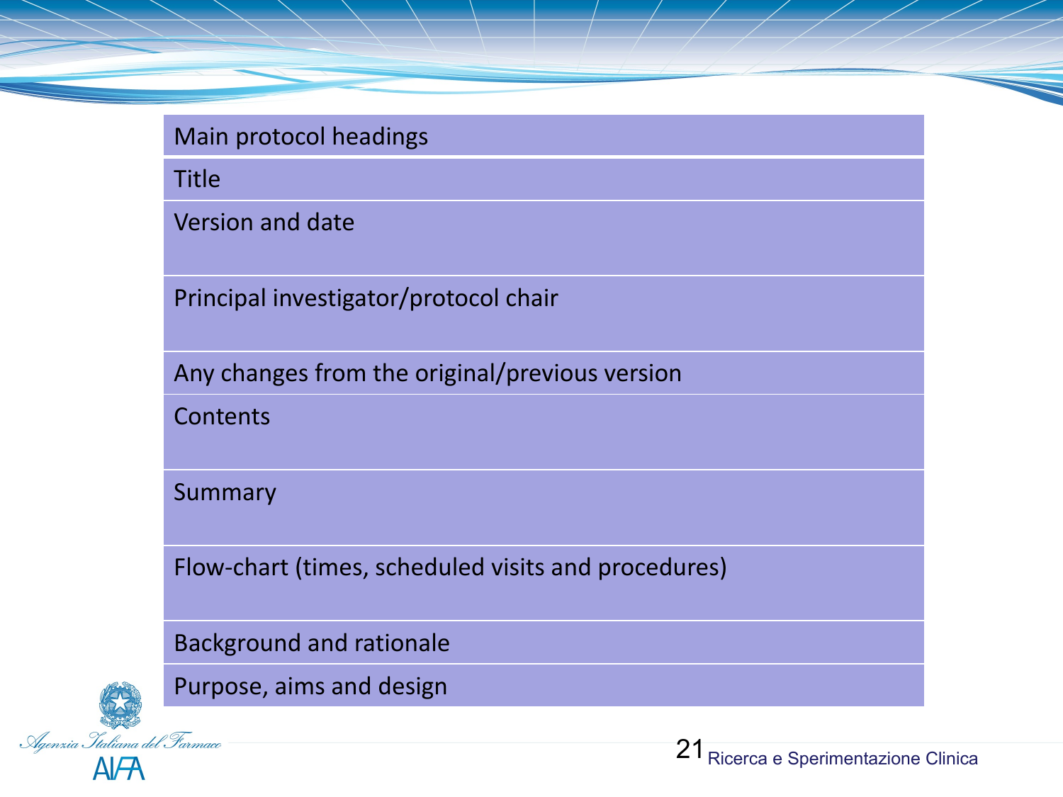| Main protocol headings |
| --- |
| Title |
| Version and date |
| Principal investigator/protocol chair |
| Any changes from the original/previous version |
| Contents |
| Summary |
| Flow-chart (times, scheduled visits and procedures) |
| Background and rationale |
| Purpose, aims and design |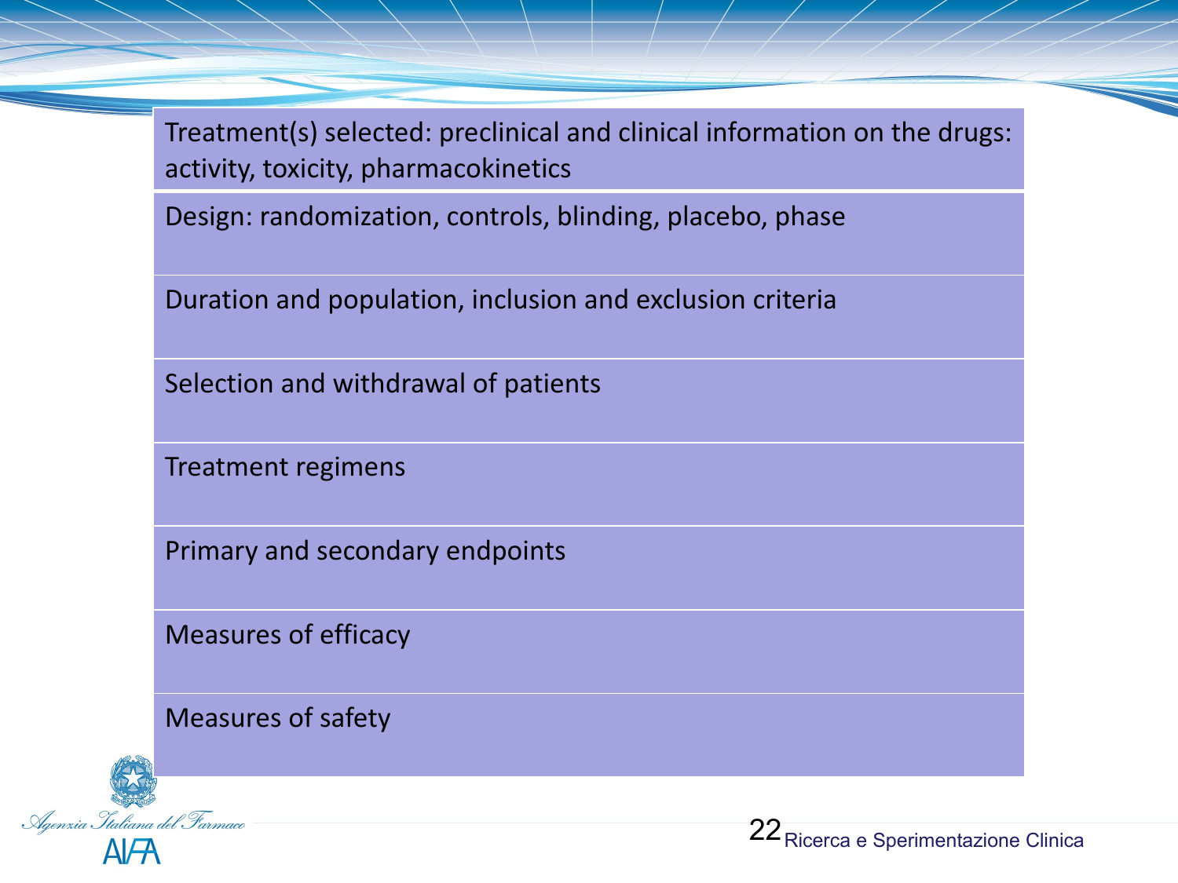- Treatment(s) selected: preclinical and clinical information on the drugs: activity, toxicity, pharmacokinetics
- Design: randomization, controls, blinding, placebo, phase
- Duration and population, inclusion and exclusion criteria
- Selection and withdrawal of patients
- Treatment regimens
- Primary and secondary endpoints
- Measures of efficacy
- Measures of safety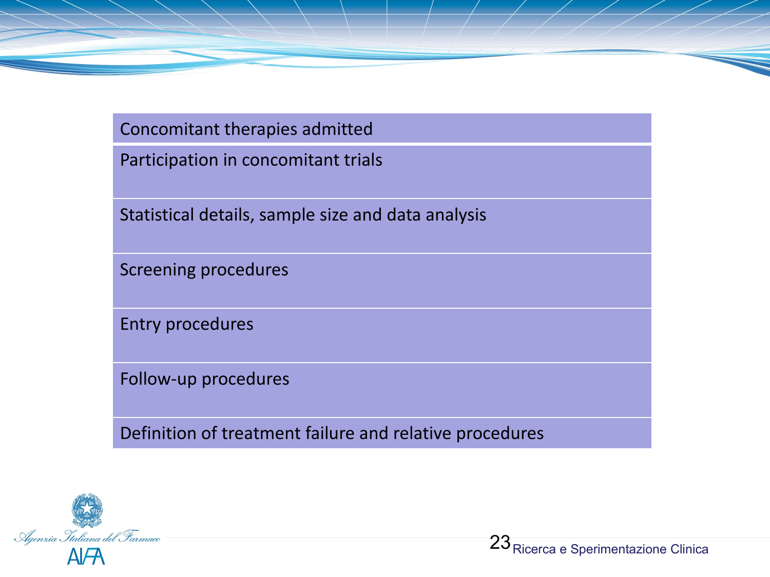- Concomitant therapies admitted
- Participation in concomitant trials
- Statistical details, sample size and data analysis
- Screening procedures
- Entry procedures
- Follow-up procedures
- Definition of treatment failure and relative procedures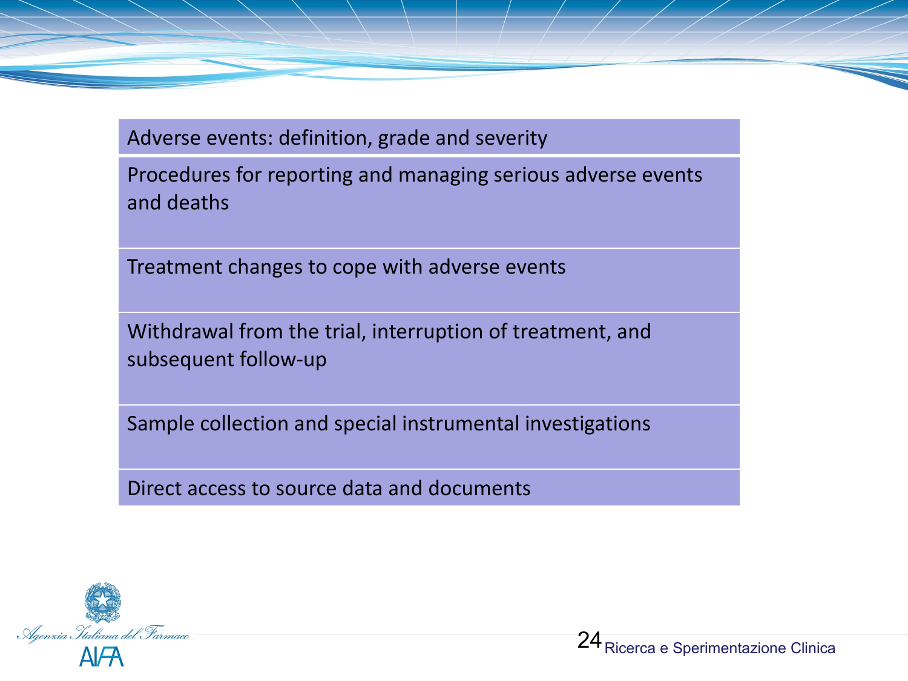- Adverse events: definition, grade and severity
- Procedures for reporting and managing serious adverse events and deaths
- Treatment changes to cope with adverse events
- Withdrawal from the trial, interruption of treatment, and subsequent follow-up
- Sample collection and special instrumental investigations
- Direct access to source data and documents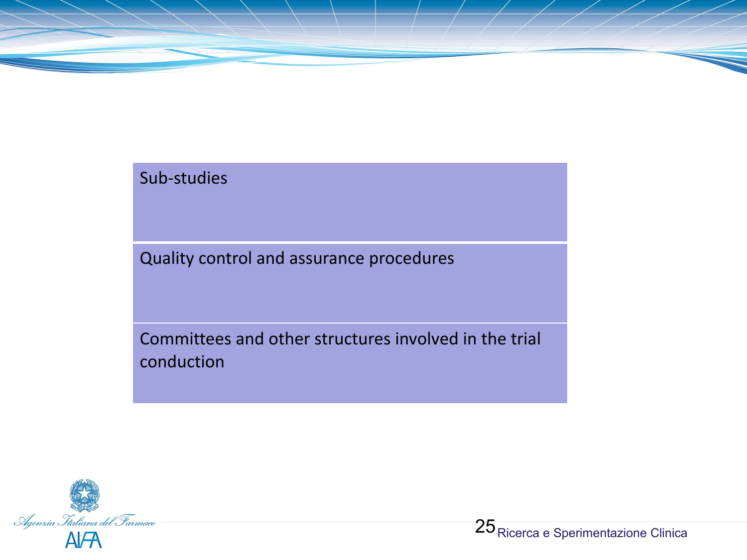Sub-studies

Quality control and assurance procedures

Committees and other structures involved in the trial conduction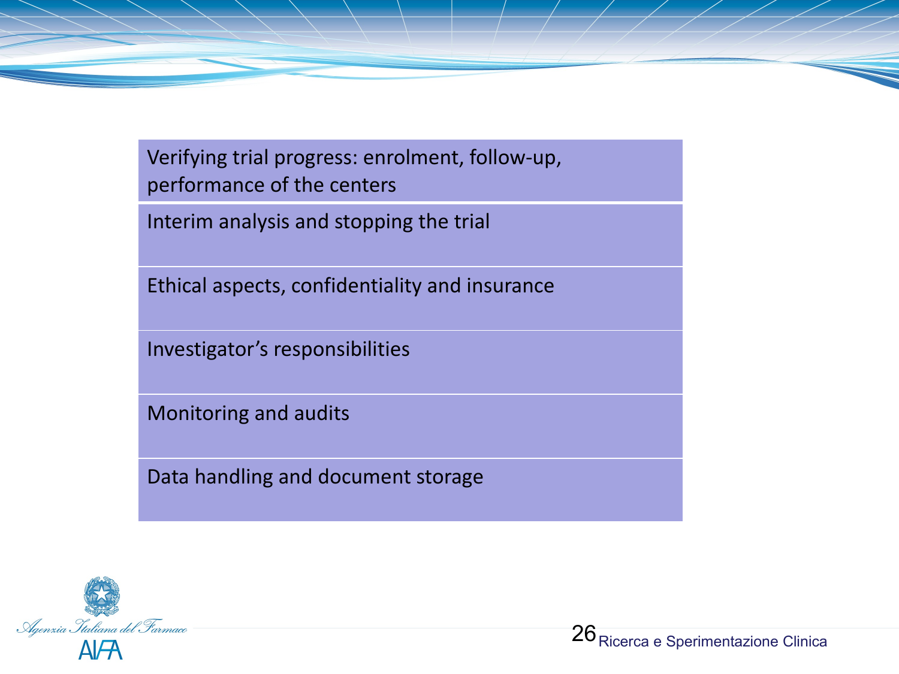| Verifying trial progress: enrolment, follow-up, performance of the centers |
| --- |
| Interim analysis and stopping the trial |
| Ethical aspects, confidentiality and insurance |
| Investigator’s responsibilities |
| Monitoring and audits |
| Data handling and document storage |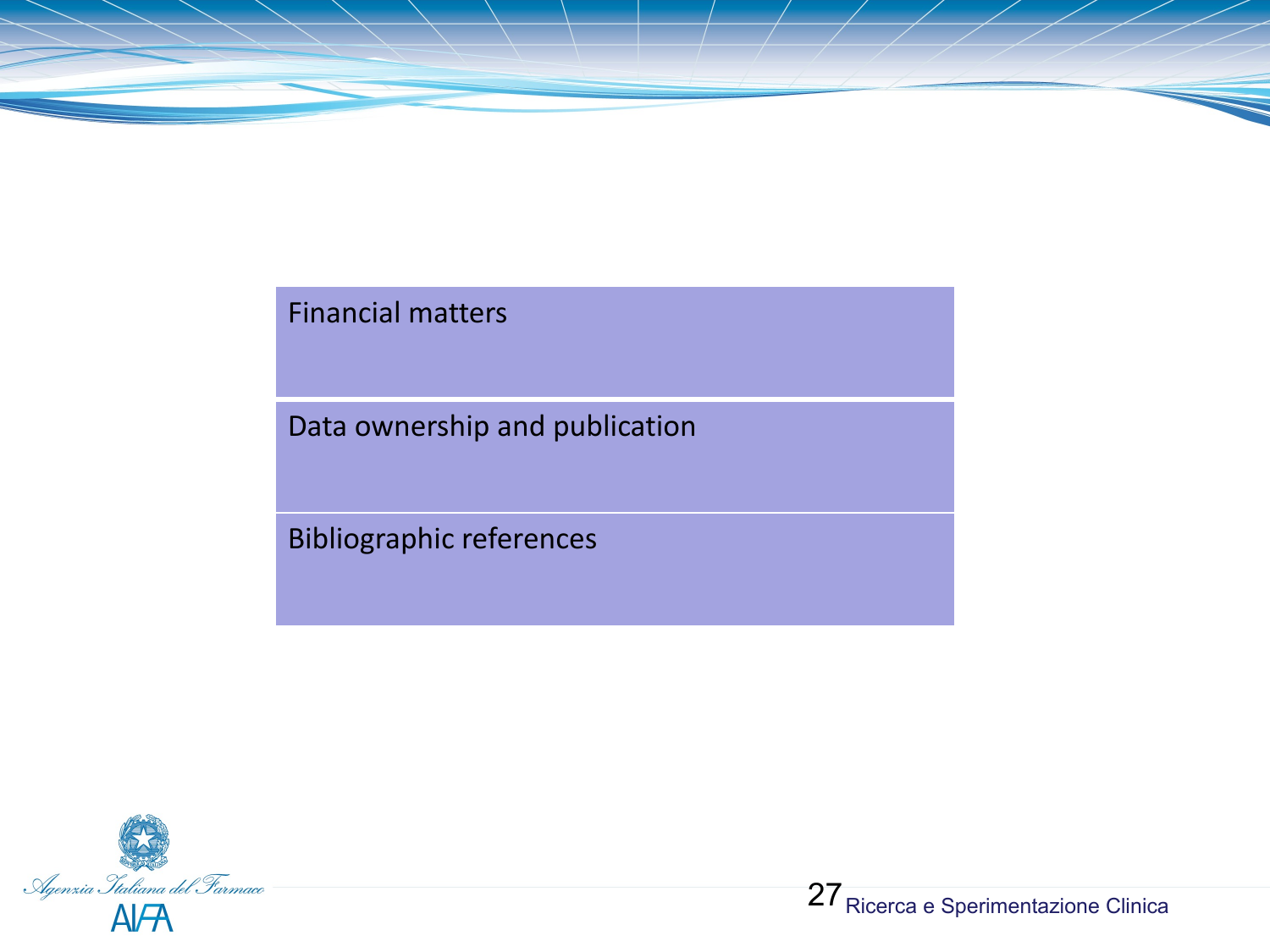- Financial matters
- Data ownership and publication
- Bibliographic references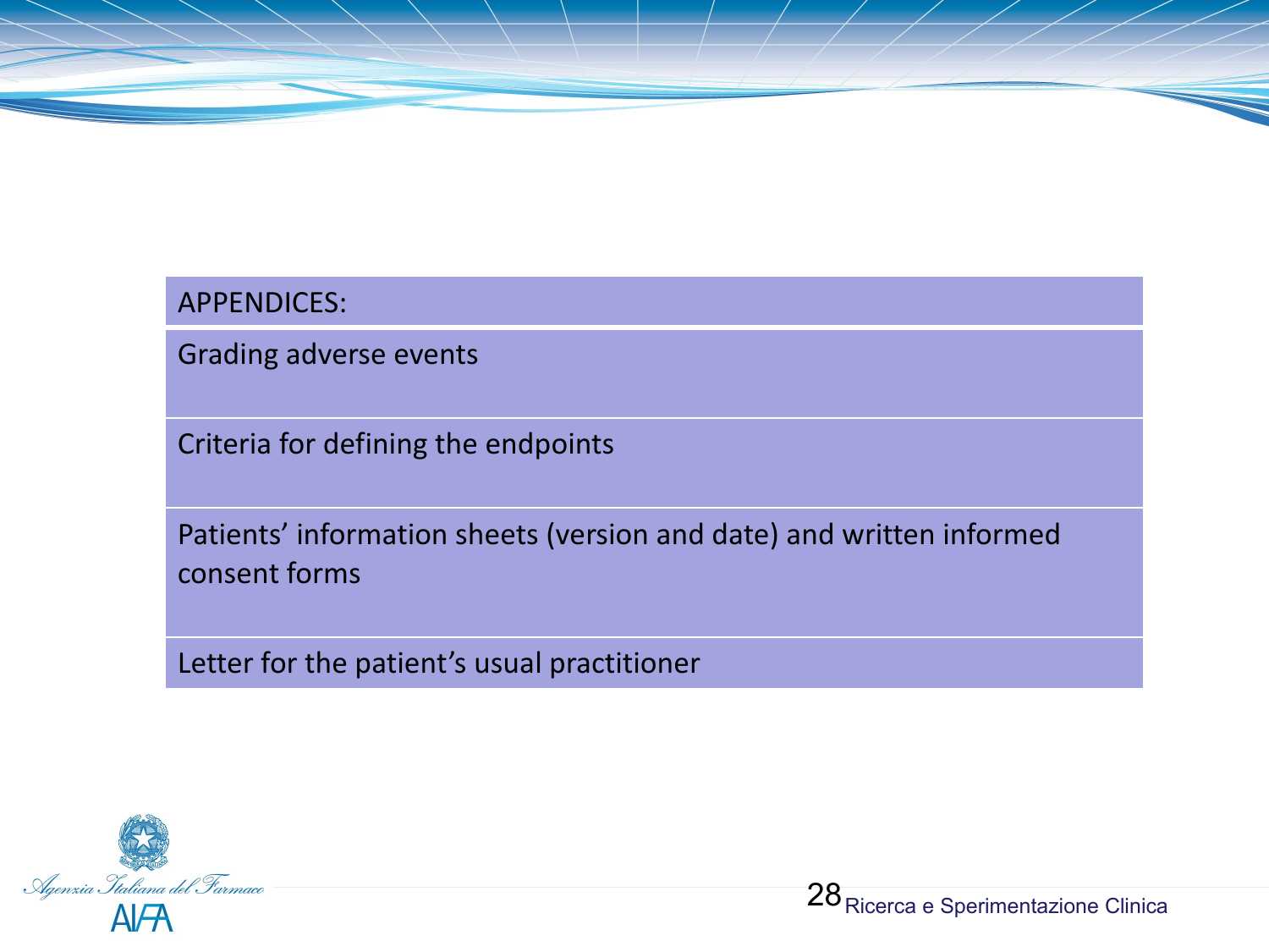| APPENDICES: |
| --- |
| Grading adverse events |
| Criteria for defining the endpoints |
| Patients' information sheets (version and date) and written informed consent forms |
| Letter for the patient's usual practitioner |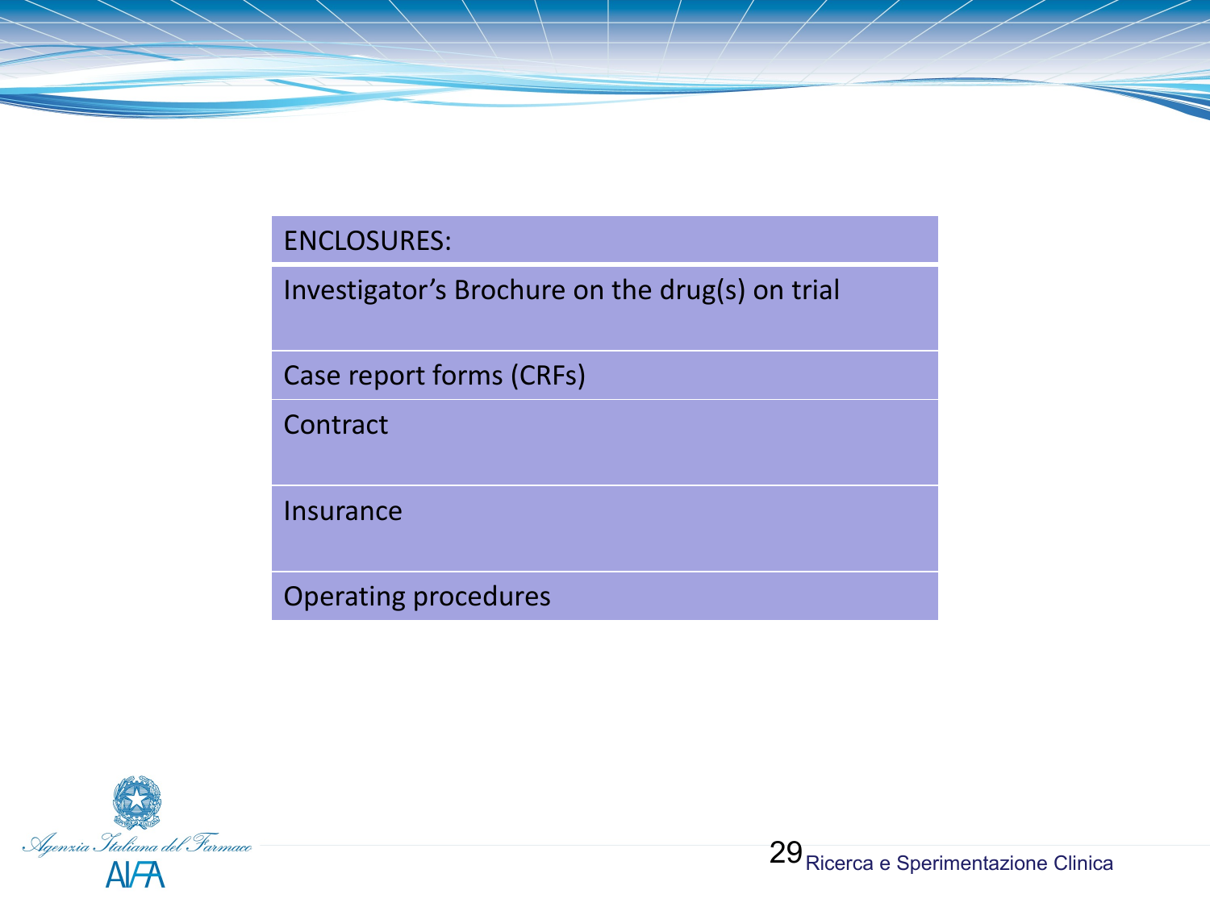| ENCLOSURES: |
|---|
| Investigator’s Brochure on the drug(s) on trial |
| Case report forms (CRFs) |
| Contract |
| Insurance |
| Operating procedures |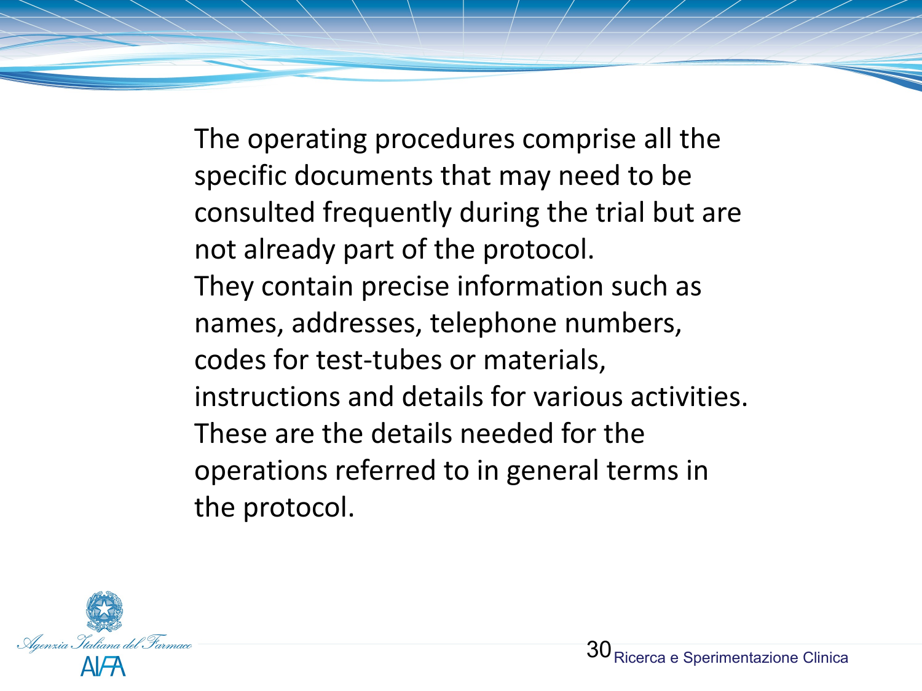The operating procedures comprise all the specific documents that may need to be consulted frequently during the trial but are not already part of the protocol.
They contain precise information such as names, addresses, telephone numbers, codes for test-tubes or materials, instructions and details for various activities.
These are the details needed for the operations referred to in general terms in the protocol.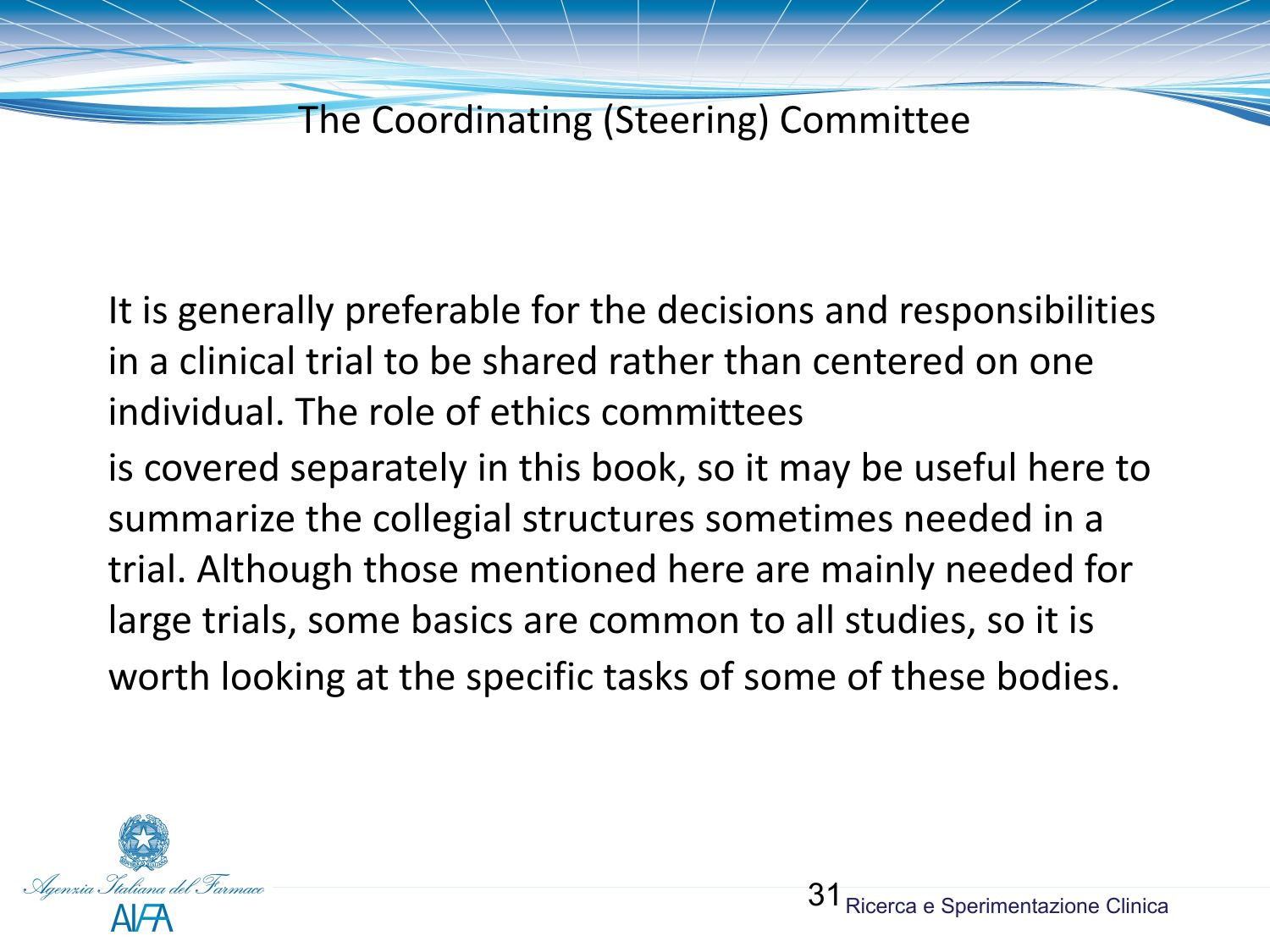# The Coordinating (Steering) Committee

It is generally preferable for the decisions and responsibilities in a clinical trial to be shared rather than centered on one individual. The role of ethics committees is covered separately in this book, so it may be useful here to summarize the collegial structures sometimes needed in a trial. Although those mentioned here are mainly needed for large trials, some basics are common to all studies, so it is worth looking at the specific tasks of some of these bodies.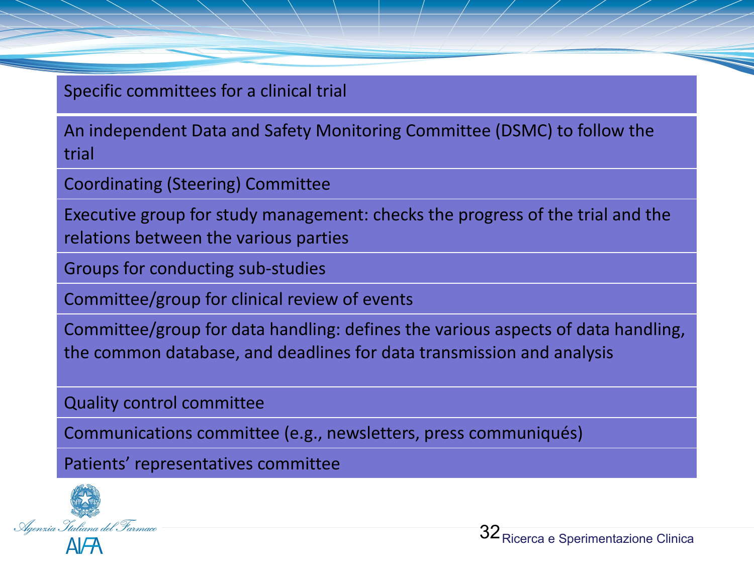## Specific committees for a clinical trial

- An independent Data and Safety Monitoring Committee (DSMC) to follow the trial
- Coordinating (Steering) Committee
- Executive group for study management: checks the progress of the trial and the relations between the various parties
- Groups for conducting sub-studies
- Committee/group for clinical review of events
- Committee/group for data handling: defines the various aspects of data handling, the common database, and deadlines for data transmission and analysis
- Quality control committee
- Communications committee (e.g., newsletters, press communiqués)
- Patients' representatives committee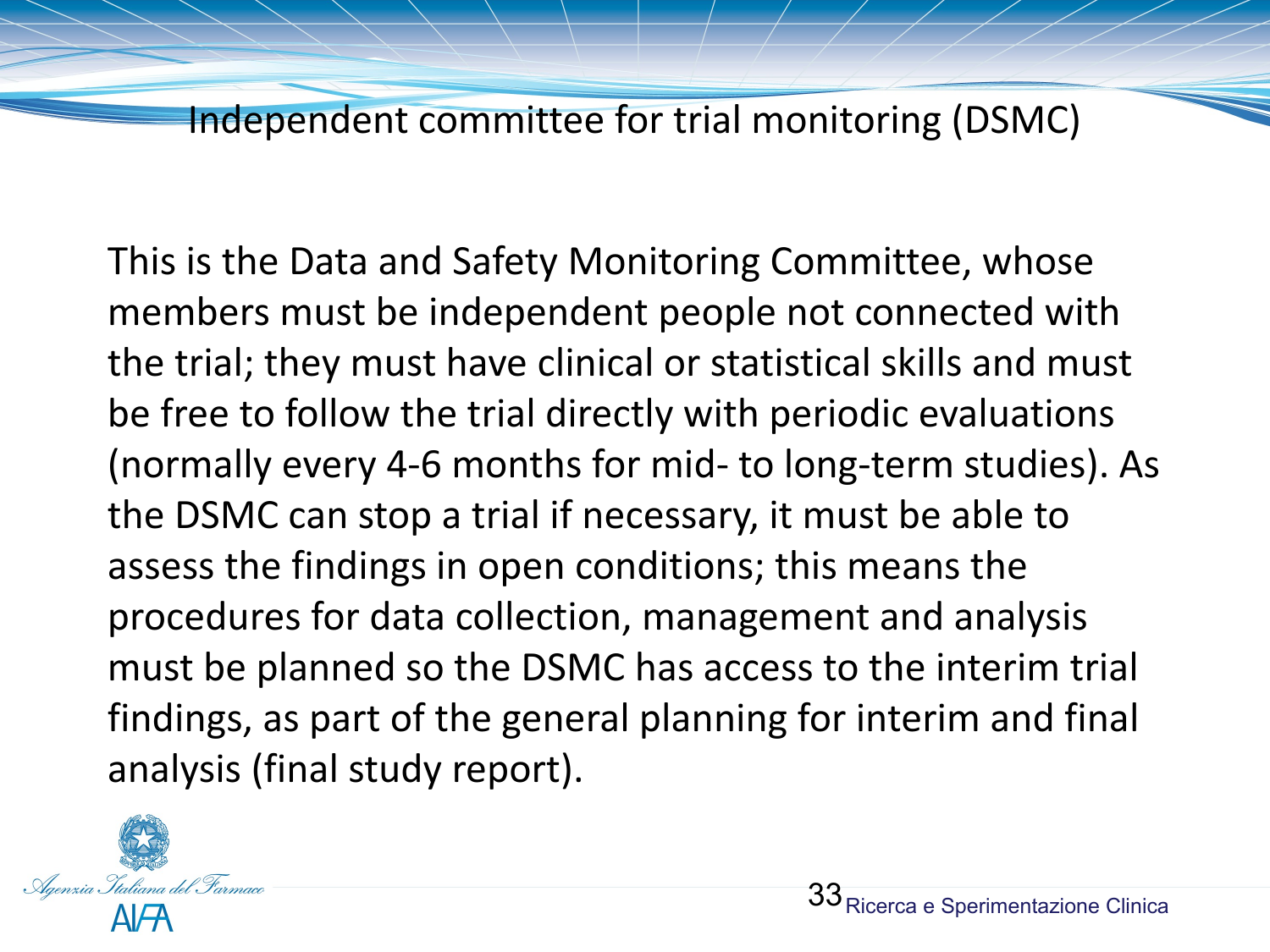# Independent committee for trial monitoring (DSMC)

This is the Data and Safety Monitoring Committee, whose members must be independent people not connected with the trial; they must have clinical or statistical skills and must be free to follow the trial directly with periodic evaluations (normally every 4-6 months for mid- to long-term studies). As the DSMC can stop a trial if necessary, it must be able to assess the findings in open conditions; this means the procedures for data collection, management and analysis must be planned so the DSMC has access to the interim trial findings, as part of the general planning for interim and final analysis (final study report).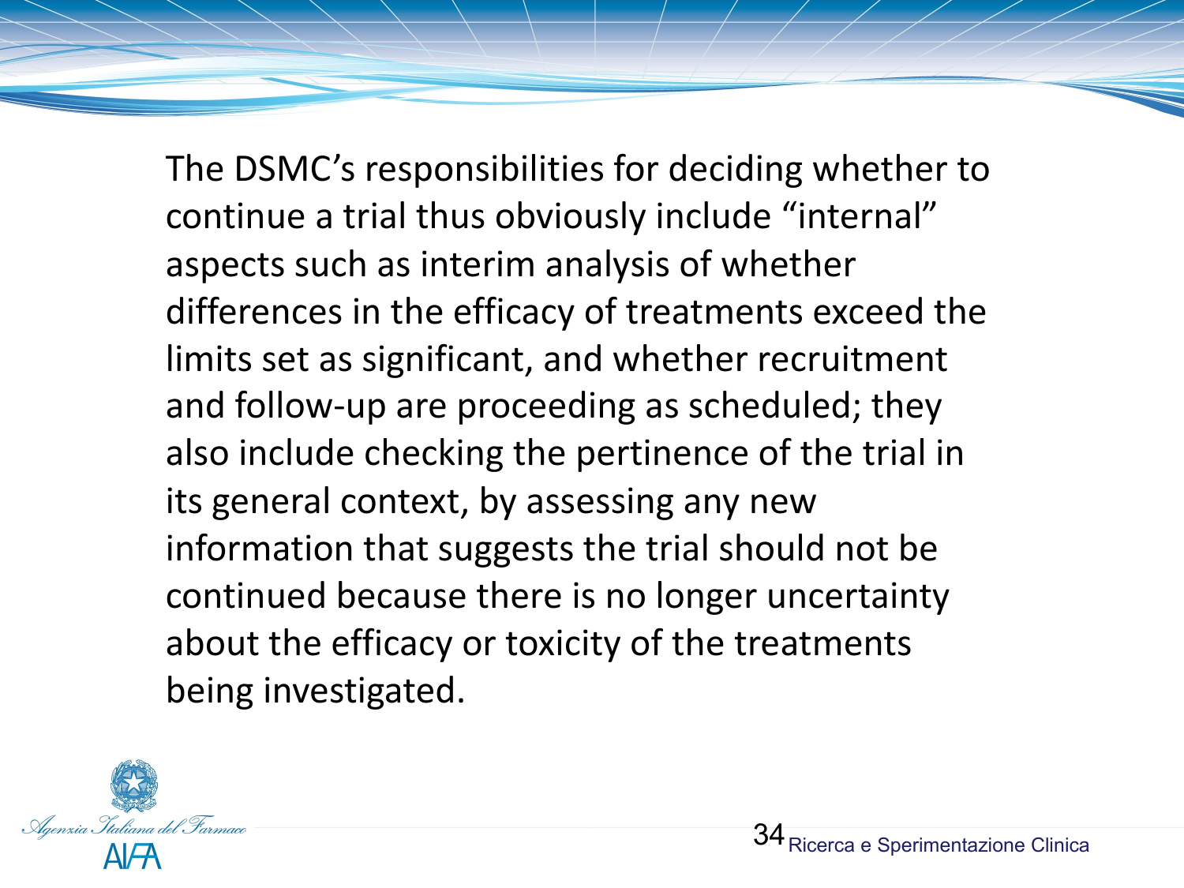The DSMC's responsibilities for deciding whether to continue a trial thus obviously include "internal" aspects such as interim analysis of whether differences in the efficacy of treatments exceed the limits set as significant, and whether recruitment and follow-up are proceeding as scheduled; they also include checking the pertinence of the trial in its general context, by assessing any new information that suggests the trial should not be continued because there is no longer uncertainty about the efficacy or toxicity of the treatments being investigated.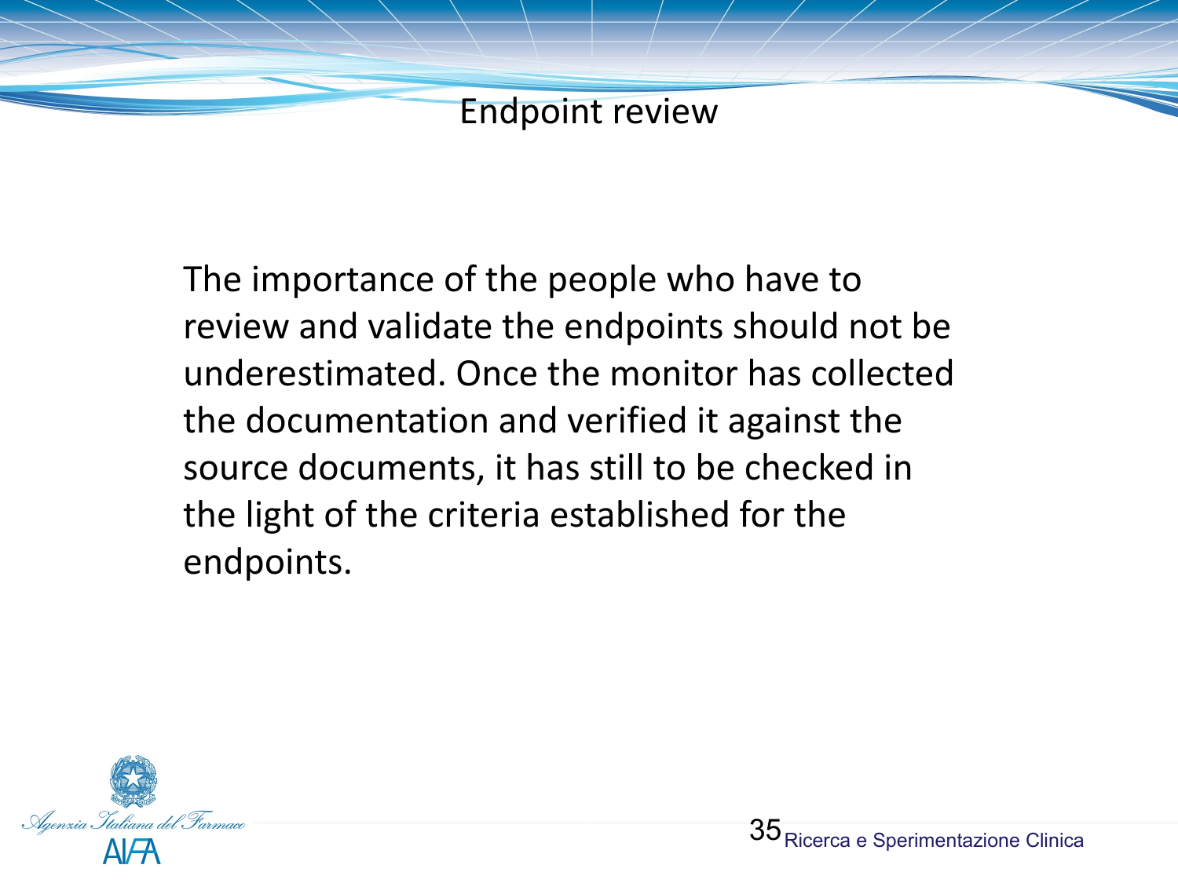# Endpoint review

The importance of the people who have to review and validate the endpoints should not be underestimated. Once the monitor has collected the documentation and verified it against the source documents, it has still to be checked in the light of the criteria established for the endpoints.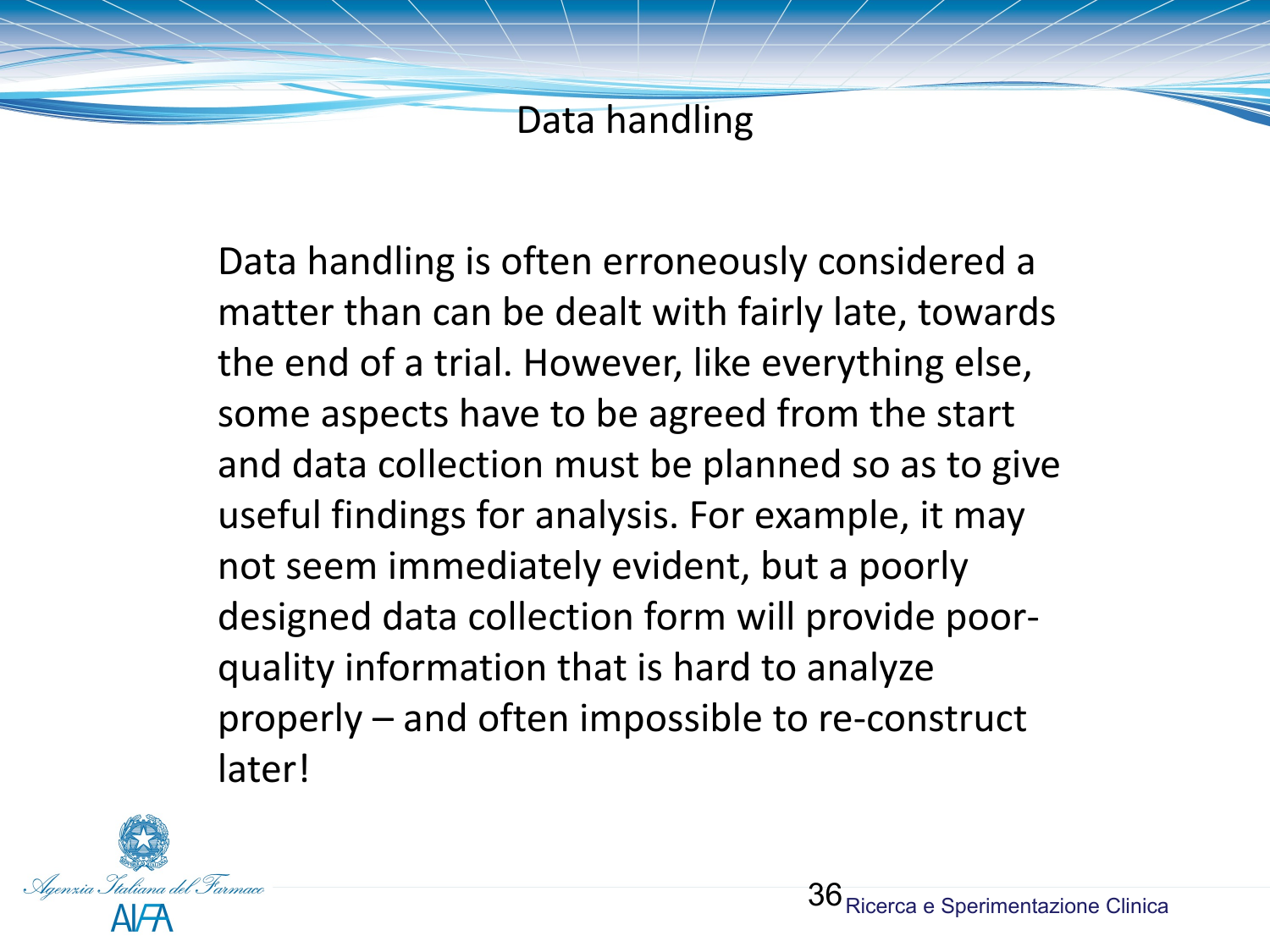# Data handling

Data handling is often erroneously considered a matter than can be dealt with fairly late, towards the end of a trial. However, like everything else, some aspects have to be agreed from the start and data collection must be planned so as to give useful findings for analysis. For example, it may not seem immediately evident, but a poorly designed data collection form will provide poor-quality information that is hard to analyze properly – and often impossible to re-construct later!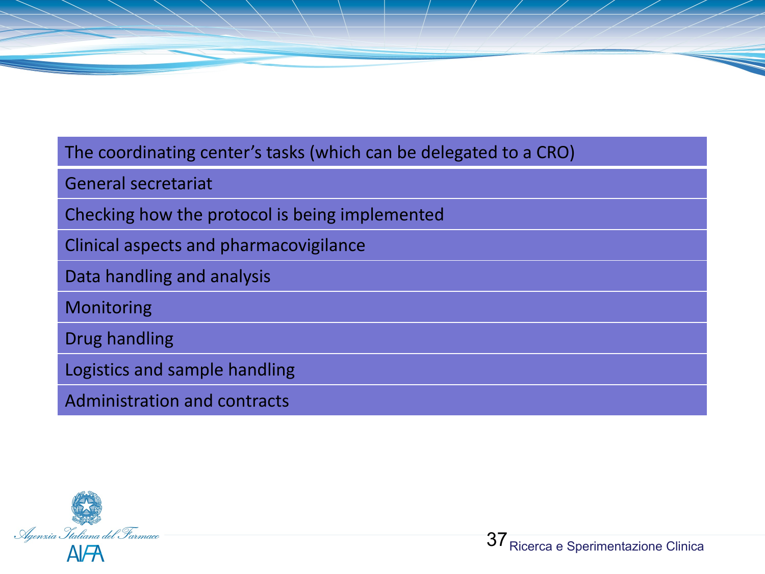| The coordinating center’s tasks (which can be delegated to a CRO) |
| --- |
| General secretariat |
| Checking how the protocol is being implemented |
| Clinical aspects and pharmacovigilance |
| Data handling and analysis |
| Monitoring |
| Drug handling |
| Logistics and sample handling |
| Administration and contracts |